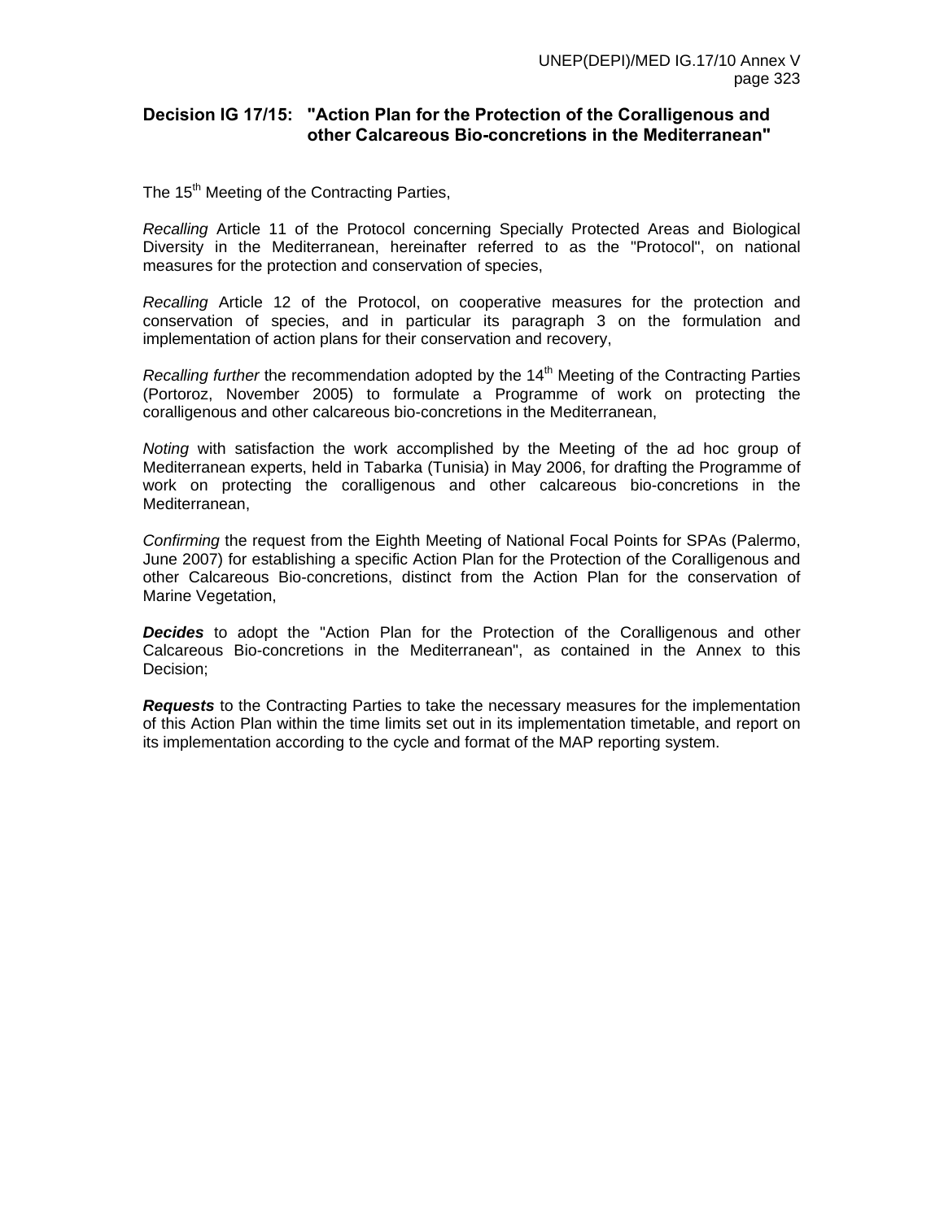## Decision IG 17/15: "Action Plan for the Protection of the Coralligenous and other Calcareous Bio-concretions in the Mediterranean"

The 15th Meeting of the Contracting Parties,

*Recalling* Article 11 of the Protocol concerning Specially Protected Areas and Biological Diversity in the Mediterranean, hereinafter referred to as the "Protocol", on national measures for the protection and conservation of species,

*Recalling* Article 12 of the Protocol, on cooperative measures for the protection and conservation of species, and in particular its paragraph 3 on the formulation and implementation of action plans for their conservation and recovery,

*Recalling further* the recommendation adopted by the 14th Meeting of the Contracting Parties (Portoroz, November 2005) to formulate a Programme of work on protecting the coralligenous and other calcareous bio-concretions in the Mediterranean,

*Noting* with satisfaction the work accomplished by the Meeting of the ad hoc group of Mediterranean experts, held in Tabarka (Tunisia) in May 2006, for drafting the Programme of work on protecting the coralligenous and other calcareous bio-concretions in the Mediterranean,

*Confirming* the request from the Eighth Meeting of National Focal Points for SPAs (Palermo, June 2007) for establishing a specific Action Plan for the Protection of the Coralligenous and other Calcareous Bio-concretions, distinct from the Action Plan for the conservation of Marine Vegetation,

***Decides*** to adopt the "Action Plan for the Protection of the Coralligenous and other Calcareous Bio-concretions in the Mediterranean", as contained in the Annex to this Decision;

***Requests*** to the Contracting Parties to take the necessary measures for the implementation of this Action Plan within the time limits set out in its implementation timetable, and report on its implementation according to the cycle and format of the MAP reporting system.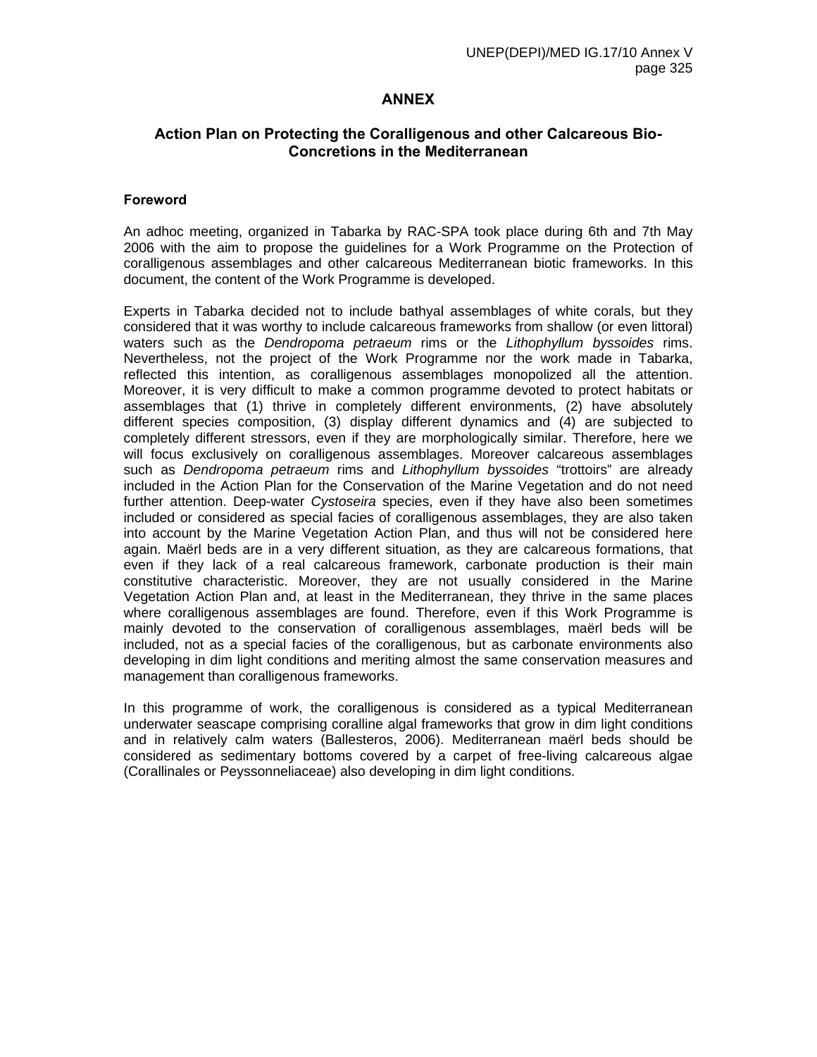# ANNEX

## Action Plan on Protecting the Coralligenous and other Calcareous Bio-Concretions in the Mediterranean

### Foreword

An adhoc meeting, organized in Tabarka by RAC-SPA took place during 6th and 7th May 2006 with the aim to propose the guidelines for a Work Programme on the Protection of coralligenous assemblages and other calcareous Mediterranean biotic frameworks. In this document, the content of the Work Programme is developed.

Experts in Tabarka decided not to include bathyal assemblages of white corals, but they considered that it was worthy to include calcareous frameworks from shallow (or even littoral) waters such as the *Dendropoma petraeum* rims or the *Lithophyllum byssoides* rims. Nevertheless, not the project of the Work Programme nor the work made in Tabarka, reflected this intention, as coralligenous assemblages monopolized all the attention. Moreover, it is very difficult to make a common programme devoted to protect habitats or assemblages that (1) thrive in completely different environments, (2) have absolutely different species composition, (3) display different dynamics and (4) are subjected to completely different stressors, even if they are morphologically similar. Therefore, here we will focus exclusively on coralligenous assemblages. Moreover calcareous assemblages such as *Dendropoma petraeum* rims and *Lithophyllum byssoides* "trottoirs" are already included in the Action Plan for the Conservation of the Marine Vegetation and do not need further attention. Deep-water *Cystoseira* species, even if they have also been sometimes included or considered as special facies of coralligenous assemblages, they are also taken into account by the Marine Vegetation Action Plan, and thus will not be considered here again. Maërl beds are in a very different situation, as they are calcareous formations, that even if they lack of a real calcareous framework, carbonate production is their main constitutive characteristic. Moreover, they are not usually considered in the Marine Vegetation Action Plan and, at least in the Mediterranean, they thrive in the same places where coralligenous assemblages are found. Therefore, even if this Work Programme is mainly devoted to the conservation of coralligenous assemblages, maërl beds will be included, not as a special facies of the coralligenous, but as carbonate environments also developing in dim light conditions and meriting almost the same conservation measures and management than coralligenous frameworks.

In this programme of work, the coralligenous is considered as a typical Mediterranean underwater seascape comprising coralline algal frameworks that grow in dim light conditions and in relatively calm waters (Ballesteros, 2006). Mediterranean maërl beds should be considered as sedimentary bottoms covered by a carpet of free-living calcareous algae (Corallinales or Peyssonneliaceae) also developing in dim light conditions.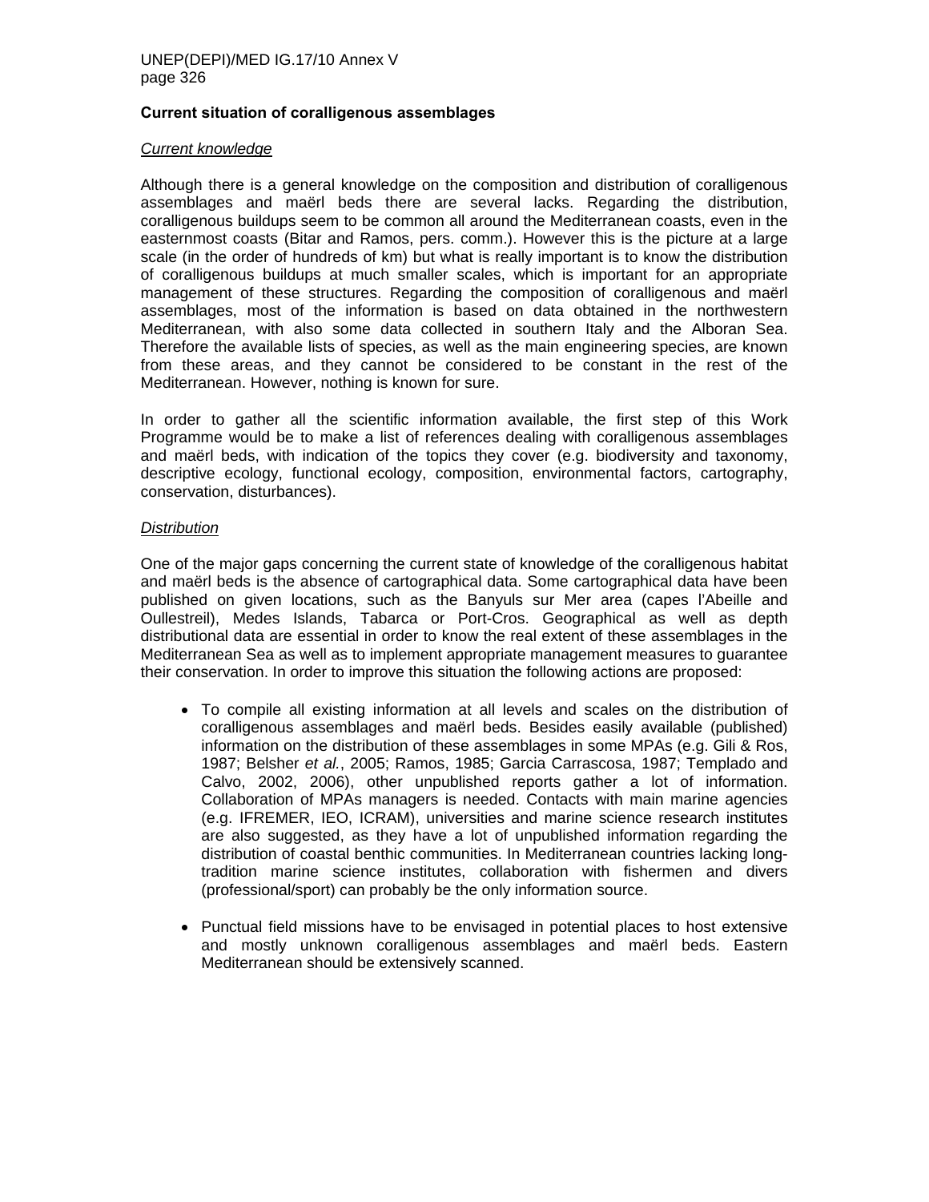### Current situation of coralligenous assemblages

#### *Current knowledge*

Although there is a general knowledge on the composition and distribution of coralligenous assemblages and maërl beds there are several lacks. Regarding the distribution, coralligenous buildups seem to be common all around the Mediterranean coasts, even in the easternmost coasts (Bitar and Ramos, pers. comm.). However this is the picture at a large scale (in the order of hundreds of km) but what is really important is to know the distribution of coralligenous buildups at much smaller scales, which is important for an appropriate management of these structures. Regarding the composition of coralligenous and maërl assemblages, most of the information is based on data obtained in the northwestern Mediterranean, with also some data collected in southern Italy and the Alboran Sea. Therefore the available lists of species, as well as the main engineering species, are known from these areas, and they cannot be considered to be constant in the rest of the Mediterranean. However, nothing is known for sure.

In order to gather all the scientific information available, the first step of this Work Programme would be to make a list of references dealing with coralligenous assemblages and maërl beds, with indication of the topics they cover (e.g. biodiversity and taxonomy, descriptive ecology, functional ecology, composition, environmental factors, cartography, conservation, disturbances).

#### *Distribution*

One of the major gaps concerning the current state of knowledge of the coralligenous habitat and maërl beds is the absence of cartographical data. Some cartographical data have been published on given locations, such as the Banyuls sur Mer area (capes l'Abeille and Oullestreil), Medes Islands, Tabarca or Port-Cros. Geographical as well as depth distributional data are essential in order to know the real extent of these assemblages in the Mediterranean Sea as well as to implement appropriate management measures to guarantee their conservation. In order to improve this situation the following actions are proposed:

- To compile all existing information at all levels and scales on the distribution of coralligenous assemblages and maërl beds. Besides easily available (published) information on the distribution of these assemblages in some MPAs (e.g. Gili & Ros, 1987; Belsher *et al.*, 2005; Ramos, 1985; Garcia Carrascosa, 1987; Templado and Calvo, 2002, 2006), other unpublished reports gather a lot of information. Collaboration of MPAs managers is needed. Contacts with main marine agencies (e.g. IFREMER, IEO, ICRAM), universities and marine science research institutes are also suggested, as they have a lot of unpublished information regarding the distribution of coastal benthic communities. In Mediterranean countries lacking long-tradition marine science institutes, collaboration with fishermen and divers (professional/sport) can probably be the only information source.

- Punctual field missions have to be envisaged in potential places to host extensive and mostly unknown coralligenous assemblages and maërl beds. Eastern Mediterranean should be extensively scanned.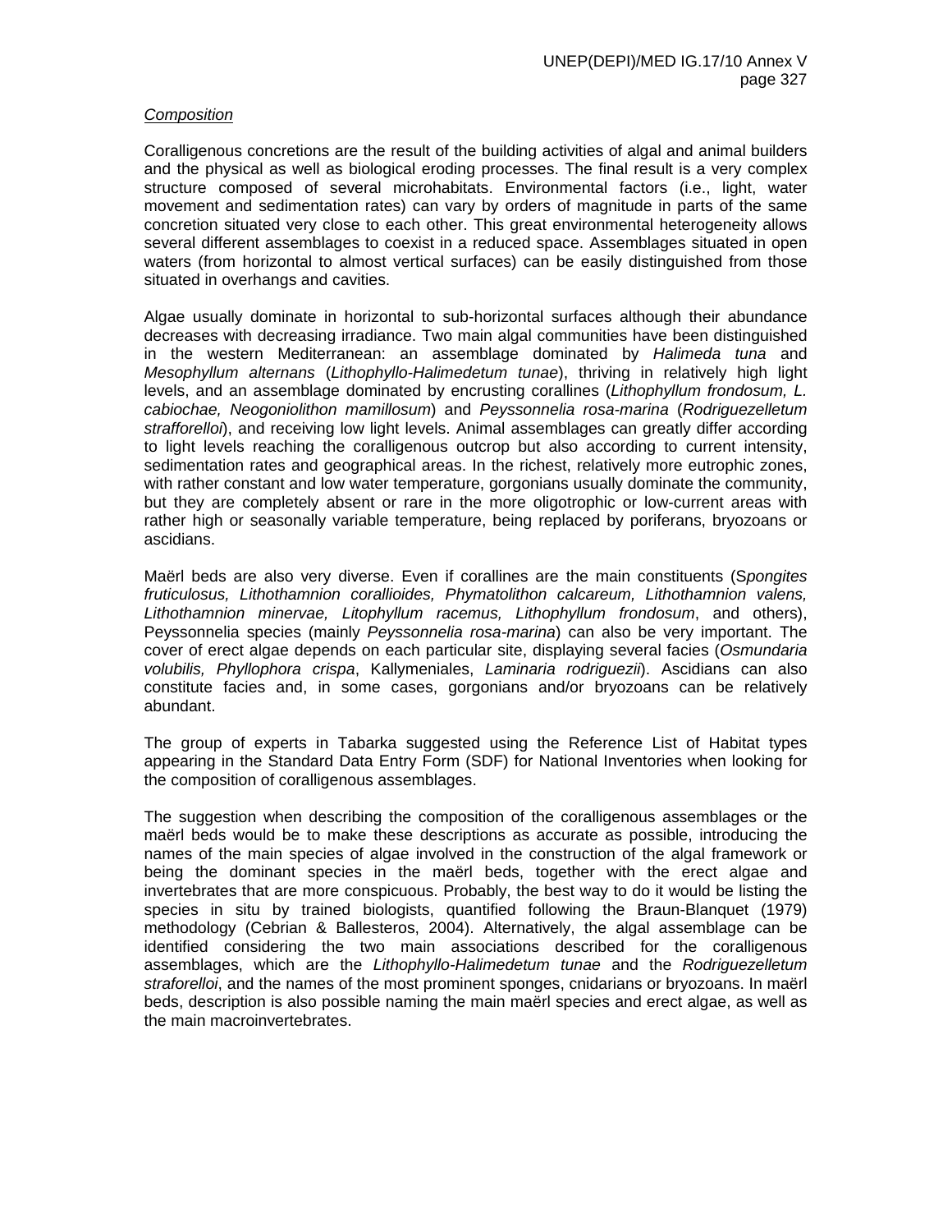*Composition*

Coralligenous concretions are the result of the building activities of algal and animal builders and the physical as well as biological eroding processes. The final result is a very complex structure composed of several microhabitats. Environmental factors (i.e., light, water movement and sedimentation rates) can vary by orders of magnitude in parts of the same concretion situated very close to each other. This great environmental heterogeneity allows several different assemblages to coexist in a reduced space. Assemblages situated in open waters (from horizontal to almost vertical surfaces) can be easily distinguished from those situated in overhangs and cavities.

Algae usually dominate in horizontal to sub-horizontal surfaces although their abundance decreases with decreasing irradiance. Two main algal communities have been distinguished in the western Mediterranean: an assemblage dominated by *Halimeda tuna* and *Mesophyllum alternans* (*Lithophyllo-Halimedetum tunae*), thriving in relatively high light levels, and an assemblage dominated by encrusting corallines (*Lithophyllum frondosum, L. cabiochae, Neogoniolithon mamillosum*) and *Peyssonnelia rosa-marina* (*Rodriguezelletum strafforelloi*), and receiving low light levels. Animal assemblages can greatly differ according to light levels reaching the coralligenous outcrop but also according to current intensity, sedimentation rates and geographical areas. In the richest, relatively more eutrophic zones, with rather constant and low water temperature, gorgonians usually dominate the community, but they are completely absent or rare in the more oligotrophic or low-current areas with rather high or seasonally variable temperature, being replaced by poriferans, bryozoans or ascidians.

Maërl beds are also very diverse. Even if corallines are the main constituents (S*pongites fruticulosus, Lithothamnion corallioides, Phymatolithon calcareum, Lithothamnion valens, Lithothamnion minervae, Litophyllum racemus, Lithophyllum frondosum*, and others), Peyssonnelia species (mainly *Peyssonnelia rosa-marina*) can also be very important. The cover of erect algae depends on each particular site, displaying several facies (*Osmundaria volubilis, Phyllophora crispa*, Kallymeniales, *Laminaria rodriguezii*). Ascidians can also constitute facies and, in some cases, gorgonians and/or bryozoans can be relatively abundant.

The group of experts in Tabarka suggested using the Reference List of Habitat types appearing in the Standard Data Entry Form (SDF) for National Inventories when looking for the composition of coralligenous assemblages.

The suggestion when describing the composition of the coralligenous assemblages or the maërl beds would be to make these descriptions as accurate as possible, introducing the names of the main species of algae involved in the construction of the algal framework or being the dominant species in the maërl beds, together with the erect algae and invertebrates that are more conspicuous. Probably, the best way to do it would be listing the species in situ by trained biologists, quantified following the Braun-Blanquet (1979) methodology (Cebrian & Ballesteros, 2004). Alternatively, the algal assemblage can be identified considering the two main associations described for the coralligenous assemblages, which are the *Lithophyllo-Halimedetum tunae* and the *Rodriguezelletum straforelloi*, and the names of the most prominent sponges, cnidarians or bryozoans. In maërl beds, description is also possible naming the main maërl species and erect algae, as well as the main macroinvertebrates.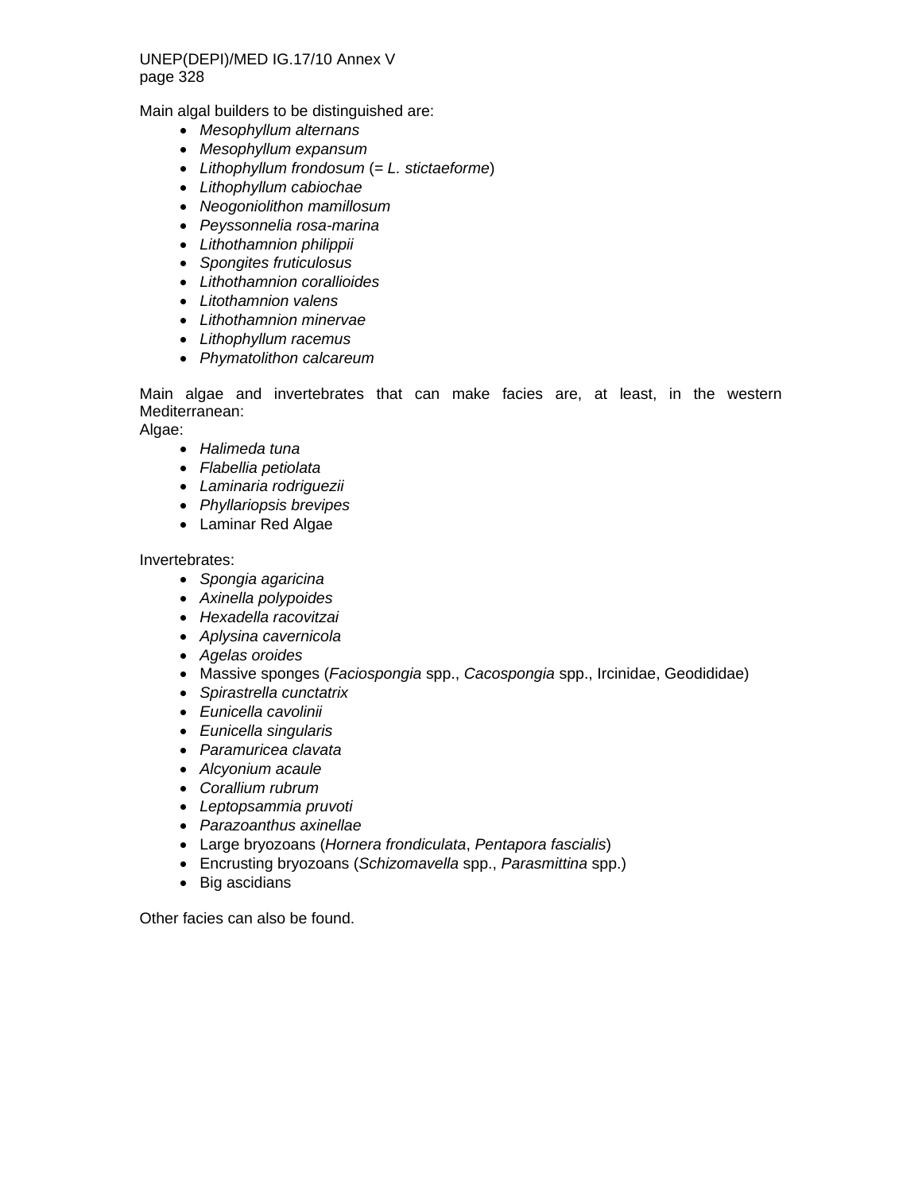Main algal builders to be distinguished are:

- *Mesophyllum alternans*
- *Mesophyllum expansum*
- *Lithophyllum frondosum* (= *L. stictaeforme*)
- *Lithophyllum cabiochae*
- *Neogoniolithon mamillosum*
- *Peyssonnelia rosa-marina*
- *Lithothamnion philippii*
- *Spongites fruticulosus*
- *Lithothamnion corallioides*
- *Litothamnion valens*
- *Lithothamnion minervae*
- *Lithophyllum racemus*
- *Phymatolithon calcareum*

Main algae and invertebrates that can make facies are, at least, in the western Mediterranean:

Algae:

- *Halimeda tuna*
- *Flabellia petiolata*
- *Laminaria rodriguezii*
- *Phyllariopsis brevipes*
- Laminar Red Algae

Invertebrates:

- *Spongia agaricina*
- *Axinella polypoides*
- *Hexadella racovitzai*
- *Aplysina cavernicola*
- *Agelas oroides*
- Massive sponges (*Faciospongia* spp., *Cacospongia* spp., Ircinidae, Geodididae)
- *Spirastrella cunctatrix*
- *Eunicella cavolinii*
- *Eunicella singularis*
- *Paramuricea clavata*
- *Alcyonium acaule*
- *Corallium rubrum*
- *Leptopsammia pruvoti*
- *Parazoanthus axinellae*
- Large bryozoans (*Hornera frondiculata*, *Pentapora fascialis*)
- Encrusting bryozoans (*Schizomavella* spp., *Parasmittina* spp.)
- Big ascidians

Other facies can also be found.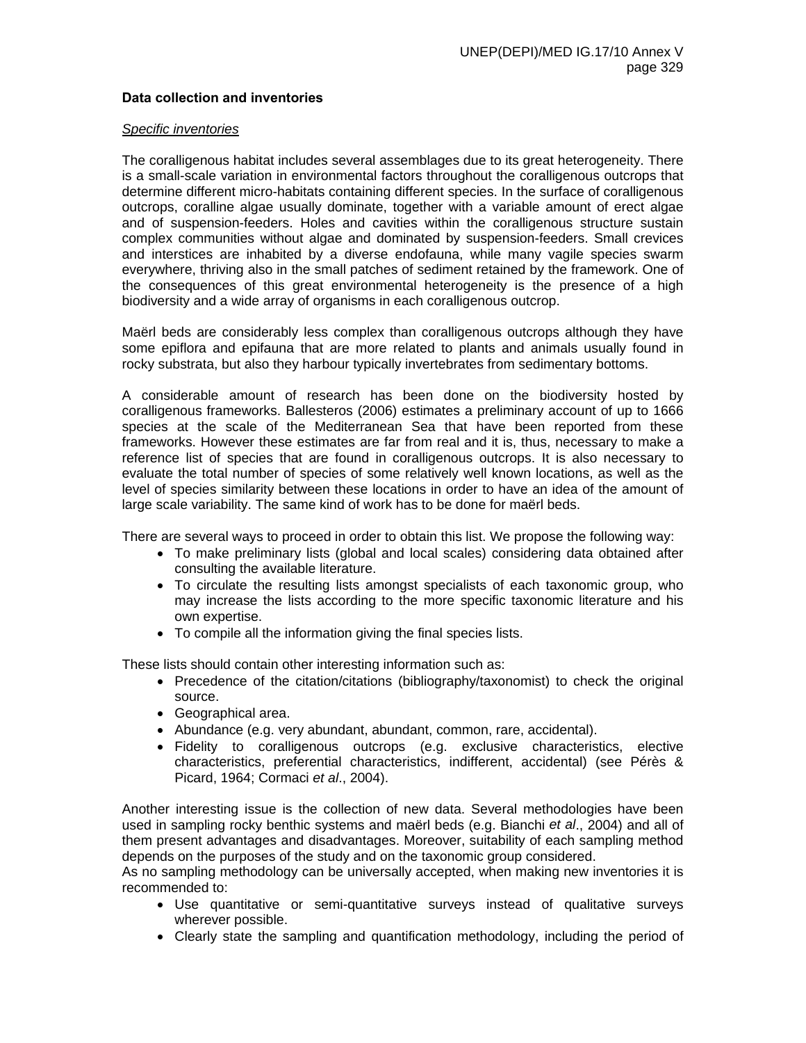### Data collection and inventories

#### *Specific inventories*

The coralligenous habitat includes several assemblages due to its great heterogeneity. There is a small-scale variation in environmental factors throughout the coralligenous outcrops that determine different micro-habitats containing different species. In the surface of coralligenous outcrops, coralline algae usually dominate, together with a variable amount of erect algae and of suspension-feeders. Holes and cavities within the coralligenous structure sustain complex communities without algae and dominated by suspension-feeders. Small crevices and interstices are inhabited by a diverse endofauna, while many vagile species swarm everywhere, thriving also in the small patches of sediment retained by the framework. One of the consequences of this great environmental heterogeneity is the presence of a high biodiversity and a wide array of organisms in each coralligenous outcrop.

Maërl beds are considerably less complex than coralligenous outcrops although they have some epiflora and epifauna that are more related to plants and animals usually found in rocky substrata, but also they harbour typically invertebrates from sedimentary bottoms.

A considerable amount of research has been done on the biodiversity hosted by coralligenous frameworks. Ballesteros (2006) estimates a preliminary account of up to 1666 species at the scale of the Mediterranean Sea that have been reported from these frameworks. However these estimates are far from real and it is, thus, necessary to make a reference list of species that are found in coralligenous outcrops. It is also necessary to evaluate the total number of species of some relatively well known locations, as well as the level of species similarity between these locations in order to have an idea of the amount of large scale variability. The same kind of work has to be done for maërl beds.

There are several ways to proceed in order to obtain this list. We propose the following way:

- To make preliminary lists (global and local scales) considering data obtained after consulting the available literature.
- To circulate the resulting lists amongst specialists of each taxonomic group, who may increase the lists according to the more specific taxonomic literature and his own expertise.
- To compile all the information giving the final species lists.

These lists should contain other interesting information such as:

- Precedence of the citation/citations (bibliography/taxonomist) to check the original source.
- Geographical area.
- Abundance (e.g. very abundant, abundant, common, rare, accidental).
- Fidelity to coralligenous outcrops (e.g. exclusive characteristics, elective characteristics, preferential characteristics, indifferent, accidental) (see Pérès & Picard, 1964; Cormaci *et al*., 2004).

Another interesting issue is the collection of new data. Several methodologies have been used in sampling rocky benthic systems and maërl beds (e.g. Bianchi *et al*., 2004) and all of them present advantages and disadvantages. Moreover, suitability of each sampling method depends on the purposes of the study and on the taxonomic group considered.
As no sampling methodology can be universally accepted, when making new inventories it is recommended to:

- Use quantitative or semi-quantitative surveys instead of qualitative surveys wherever possible.
- Clearly state the sampling and quantification methodology, including the period of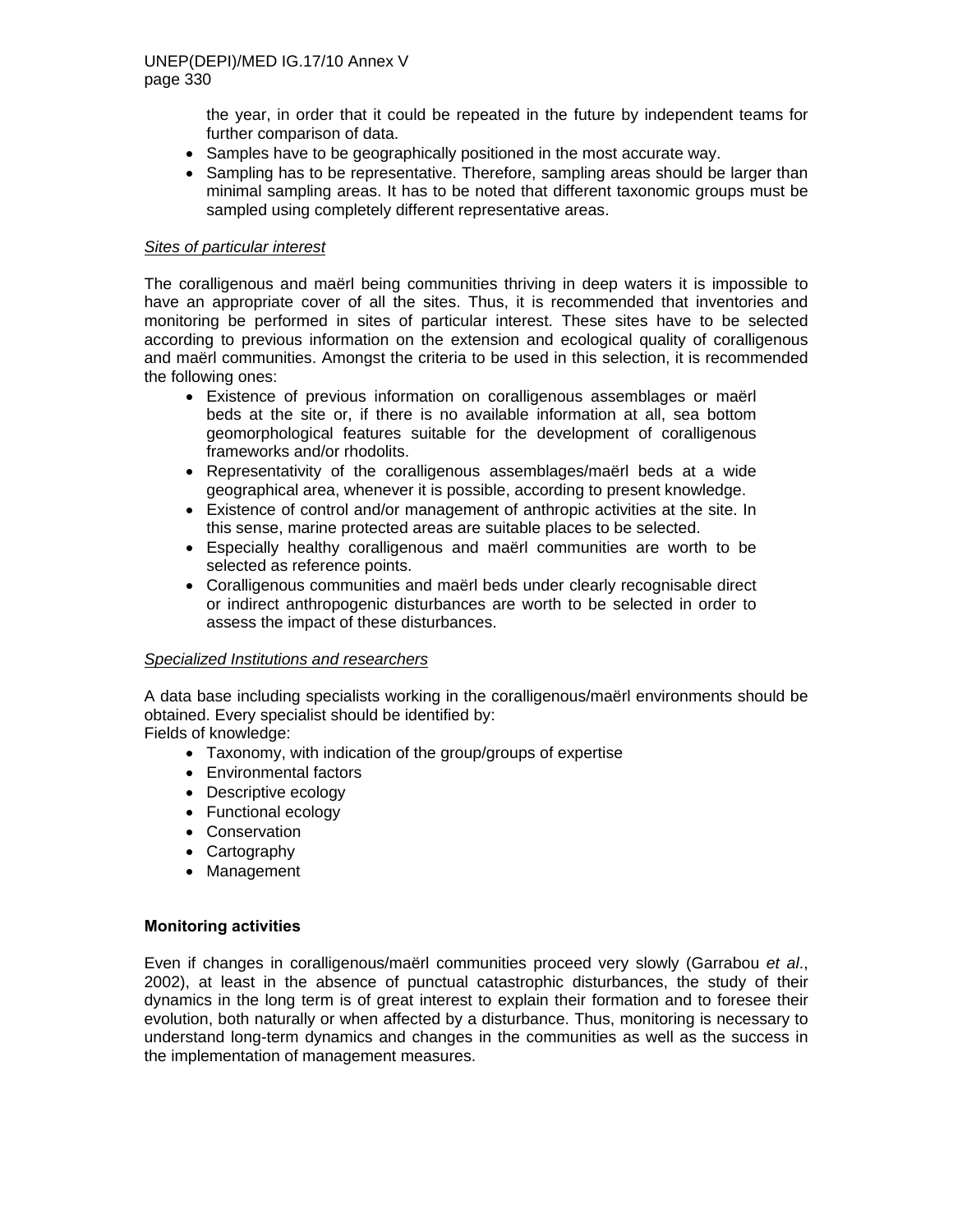the year, in order that it could be repeated in the future by independent teams for further comparison of data.

- Samples have to be geographically positioned in the most accurate way.
- Sampling has to be representative. Therefore, sampling areas should be larger than minimal sampling areas. It has to be noted that different taxonomic groups must be sampled using completely different representative areas.

*Sites of particular interest*

The coralligenous and maërl being communities thriving in deep waters it is impossible to have an appropriate cover of all the sites. Thus, it is recommended that inventories and monitoring be performed in sites of particular interest. These sites have to be selected according to previous information on the extension and ecological quality of coralligenous and maërl communities. Amongst the criteria to be used in this selection, it is recommended the following ones:

- Existence of previous information on coralligenous assemblages or maërl beds at the site or, if there is no available information at all, sea bottom geomorphological features suitable for the development of coralligenous frameworks and/or rhodolits.
- Representativity of the coralligenous assemblages/maërl beds at a wide geographical area, whenever it is possible, according to present knowledge.
- Existence of control and/or management of anthropic activities at the site. In this sense, marine protected areas are suitable places to be selected.
- Especially healthy coralligenous and maërl communities are worth to be selected as reference points.
- Coralligenous communities and maërl beds under clearly recognisable direct or indirect anthropogenic disturbances are worth to be selected in order to assess the impact of these disturbances.

*Specialized Institutions and researchers*

A data base including specialists working in the coralligenous/maërl environments should be obtained. Every specialist should be identified by:
Fields of knowledge:

- Taxonomy, with indication of the group/groups of expertise
- Environmental factors
- Descriptive ecology
- Functional ecology
- Conservation
- Cartography
- Management

**Monitoring activities**

Even if changes in coralligenous/maërl communities proceed very slowly (Garrabou *et al*., 2002), at least in the absence of punctual catastrophic disturbances, the study of their dynamics in the long term is of great interest to explain their formation and to foresee their evolution, both naturally or when affected by a disturbance. Thus, monitoring is necessary to understand long-term dynamics and changes in the communities as well as the success in the implementation of management measures.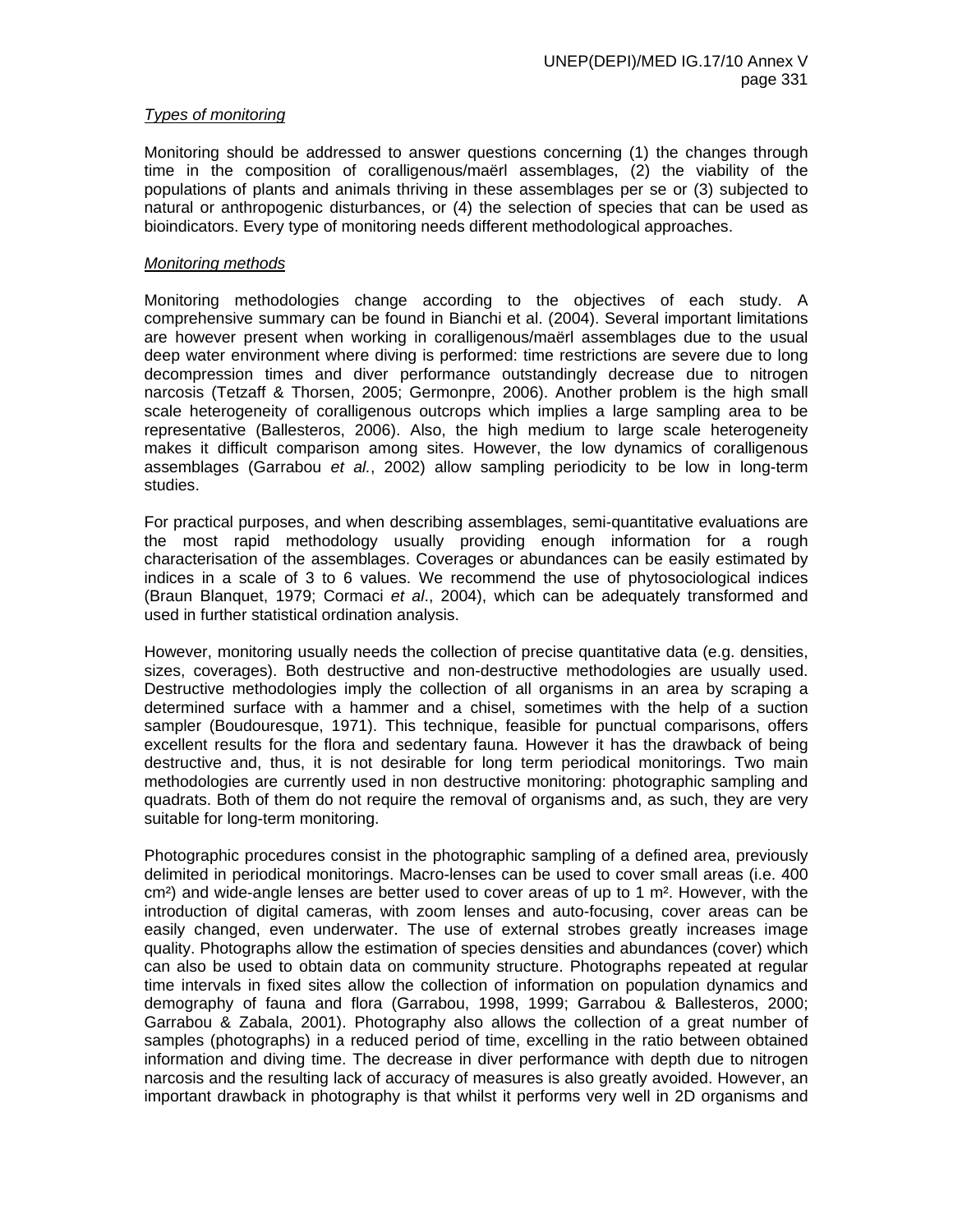*Types of monitoring*

Monitoring should be addressed to answer questions concerning (1) the changes through time in the composition of coralligenous/maërl assemblages, (2) the viability of the populations of plants and animals thriving in these assemblages per se or (3) subjected to natural or anthropogenic disturbances, or (4) the selection of species that can be used as bioindicators. Every type of monitoring needs different methodological approaches.

*Monitoring methods*

Monitoring methodologies change according to the objectives of each study. A comprehensive summary can be found in Bianchi et al. (2004). Several important limitations are however present when working in coralligenous/maërl assemblages due to the usual deep water environment where diving is performed: time restrictions are severe due to long decompression times and diver performance outstandingly decrease due to nitrogen narcosis (Tetzaff & Thorsen, 2005; Germonpre, 2006). Another problem is the high small scale heterogeneity of coralligenous outcrops which implies a large sampling area to be representative (Ballesteros, 2006). Also, the high medium to large scale heterogeneity makes it difficult comparison among sites. However, the low dynamics of coralligenous assemblages (Garrabou *et al.*, 2002) allow sampling periodicity to be low in long-term studies.

For practical purposes, and when describing assemblages, semi-quantitative evaluations are the most rapid methodology usually providing enough information for a rough characterisation of the assemblages. Coverages or abundances can be easily estimated by indices in a scale of 3 to 6 values. We recommend the use of phytosociological indices (Braun Blanquet, 1979; Cormaci *et al*., 2004), which can be adequately transformed and used in further statistical ordination analysis.

However, monitoring usually needs the collection of precise quantitative data (e.g. densities, sizes, coverages). Both destructive and non-destructive methodologies are usually used. Destructive methodologies imply the collection of all organisms in an area by scraping a determined surface with a hammer and a chisel, sometimes with the help of a suction sampler (Boudouresque, 1971). This technique, feasible for punctual comparisons, offers excellent results for the flora and sedentary fauna. However it has the drawback of being destructive and, thus, it is not desirable for long term periodical monitorings. Two main methodologies are currently used in non destructive monitoring: photographic sampling and quadrats. Both of them do not require the removal of organisms and, as such, they are very suitable for long-term monitoring.

Photographic procedures consist in the photographic sampling of a defined area, previously delimited in periodical monitorings. Macro-lenses can be used to cover small areas (i.e. 400 cm²) and wide-angle lenses are better used to cover areas of up to 1 m². However, with the introduction of digital cameras, with zoom lenses and auto-focusing, cover areas can be easily changed, even underwater. The use of external strobes greatly increases image quality. Photographs allow the estimation of species densities and abundances (cover) which can also be used to obtain data on community structure. Photographs repeated at regular time intervals in fixed sites allow the collection of information on population dynamics and demography of fauna and flora (Garrabou, 1998, 1999; Garrabou & Ballesteros, 2000; Garrabou & Zabala, 2001). Photography also allows the collection of a great number of samples (photographs) in a reduced period of time, excelling in the ratio between obtained information and diving time. The decrease in diver performance with depth due to nitrogen narcosis and the resulting lack of accuracy of measures is also greatly avoided. However, an important drawback in photography is that whilst it performs very well in 2D organisms and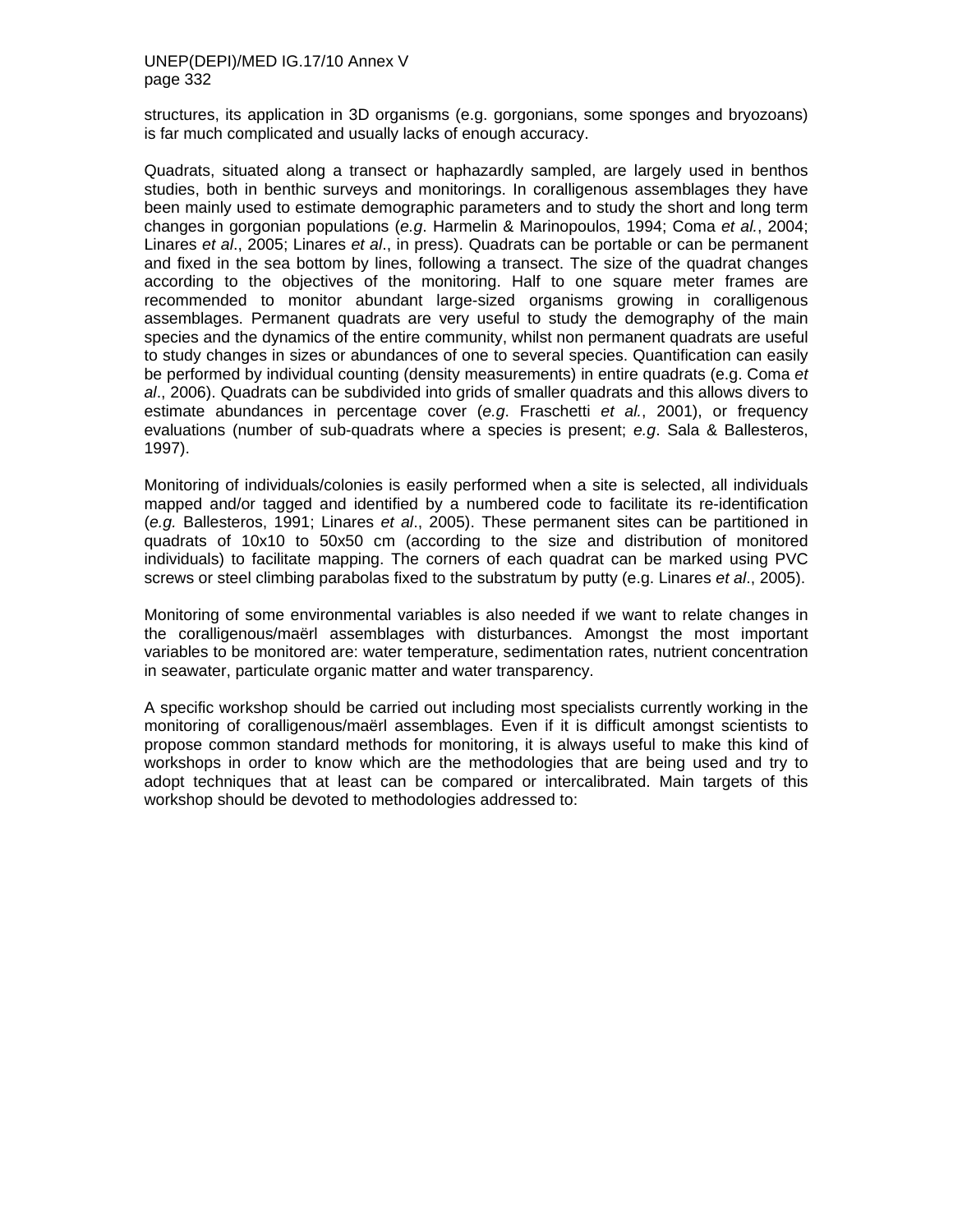structures, its application in 3D organisms (e.g. gorgonians, some sponges and bryozoans) is far much complicated and usually lacks of enough accuracy.

Quadrats, situated along a transect or haphazardly sampled, are largely used in benthos studies, both in benthic surveys and monitorings. In coralligenous assemblages they have been mainly used to estimate demographic parameters and to study the short and long term changes in gorgonian populations (*e.g*. Harmelin & Marinopoulos, 1994; Coma *et al.*, 2004; Linares *et al*., 2005; Linares *et al*., in press). Quadrats can be portable or can be permanent and fixed in the sea bottom by lines, following a transect. The size of the quadrat changes according to the objectives of the monitoring. Half to one square meter frames are recommended to monitor abundant large-sized organisms growing in coralligenous assemblages. Permanent quadrats are very useful to study the demography of the main species and the dynamics of the entire community, whilst non permanent quadrats are useful to study changes in sizes or abundances of one to several species. Quantification can easily be performed by individual counting (density measurements) in entire quadrats (e.g. Coma *et al*., 2006). Quadrats can be subdivided into grids of smaller quadrats and this allows divers to estimate abundances in percentage cover (*e.g*. Fraschetti *et al.*, 2001), or frequency evaluations (number of sub-quadrats where a species is present; *e.g*. Sala & Ballesteros, 1997).

Monitoring of individuals/colonies is easily performed when a site is selected, all individuals mapped and/or tagged and identified by a numbered code to facilitate its re-identification (*e.g.* Ballesteros, 1991; Linares *et al*., 2005). These permanent sites can be partitioned in quadrats of 10x10 to 50x50 cm (according to the size and distribution of monitored individuals) to facilitate mapping. The corners of each quadrat can be marked using PVC screws or steel climbing parabolas fixed to the substratum by putty (e.g. Linares *et al*., 2005).

Monitoring of some environmental variables is also needed if we want to relate changes in the coralligenous/maërl assemblages with disturbances. Amongst the most important variables to be monitored are: water temperature, sedimentation rates, nutrient concentration in seawater, particulate organic matter and water transparency.

A specific workshop should be carried out including most specialists currently working in the monitoring of coralligenous/maërl assemblages. Even if it is difficult amongst scientists to propose common standard methods for monitoring, it is always useful to make this kind of workshops in order to know which are the methodologies that are being used and try to adopt techniques that at least can be compared or intercalibrated. Main targets of this workshop should be devoted to methodologies addressed to: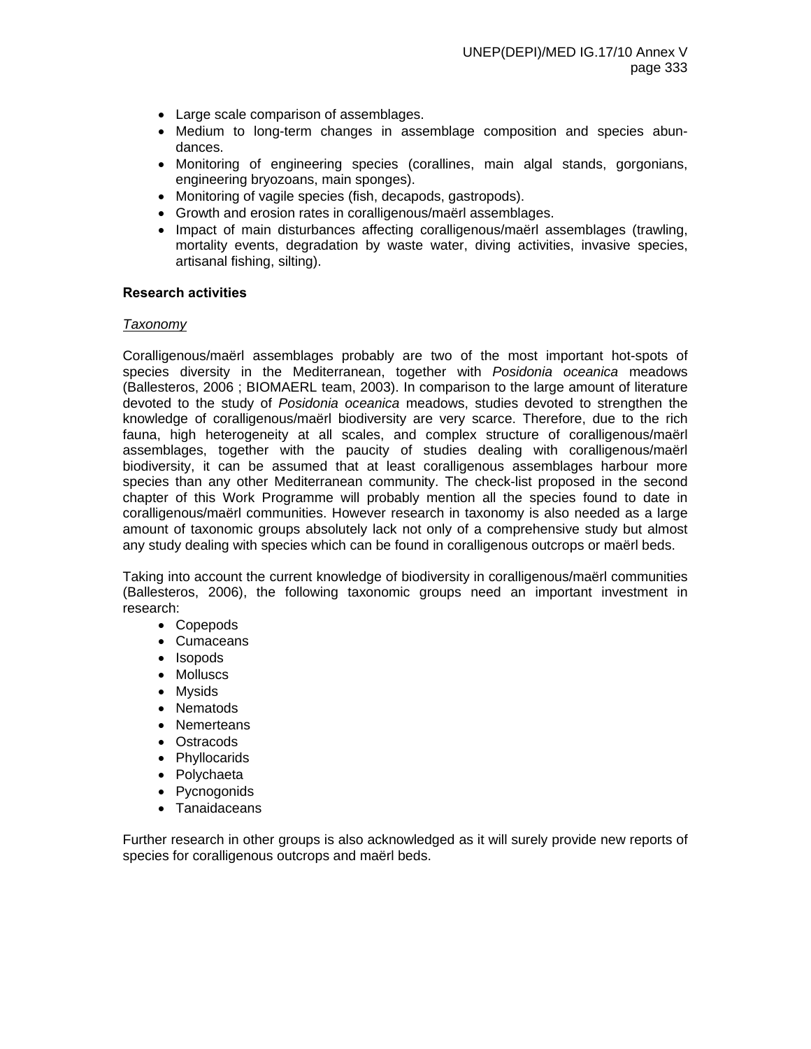- Large scale comparison of assemblages.
- Medium to long-term changes in assemblage composition and species abundances.
- Monitoring of engineering species (corallines, main algal stands, gorgonians, engineering bryozoans, main sponges).
- Monitoring of vagile species (fish, decapods, gastropods).
- Growth and erosion rates in coralligenous/maërl assemblages.
- Impact of main disturbances affecting coralligenous/maërl assemblages (trawling, mortality events, degradation by waste water, diving activities, invasive species, artisanal fishing, silting).

**Research activities**

<u>*Taxonomy*</u>

Coralligenous/maërl assemblages probably are two of the most important hot-spots of species diversity in the Mediterranean, together with *Posidonia oceanica* meadows (Ballesteros, 2006 ; BIOMAERL team, 2003). In comparison to the large amount of literature devoted to the study of *Posidonia oceanica* meadows, studies devoted to strengthen the knowledge of coralligenous/maërl biodiversity are very scarce. Therefore, due to the rich fauna, high heterogeneity at all scales, and complex structure of coralligenous/maërl assemblages, together with the paucity of studies dealing with coralligenous/maërl biodiversity, it can be assumed that at least coralligenous assemblages harbour more species than any other Mediterranean community. The check-list proposed in the second chapter of this Work Programme will probably mention all the species found to date in coralligenous/maërl communities. However research in taxonomy is also needed as a large amount of taxonomic groups absolutely lack not only of a comprehensive study but almost any study dealing with species which can be found in coralligenous outcrops or maërl beds.

Taking into account the current knowledge of biodiversity in coralligenous/maërl communities (Ballesteros, 2006), the following taxonomic groups need an important investment in research:

- Copepods
- Cumaceans
- Isopods
- Molluscs
- Mysids
- Nematods
- Nemerteans
- Ostracods
- Phyllocarids
- Polychaeta
- Pycnogonids
- Tanaidaceans

Further research in other groups is also acknowledged as it will surely provide new reports of species for coralligenous outcrops and maërl beds.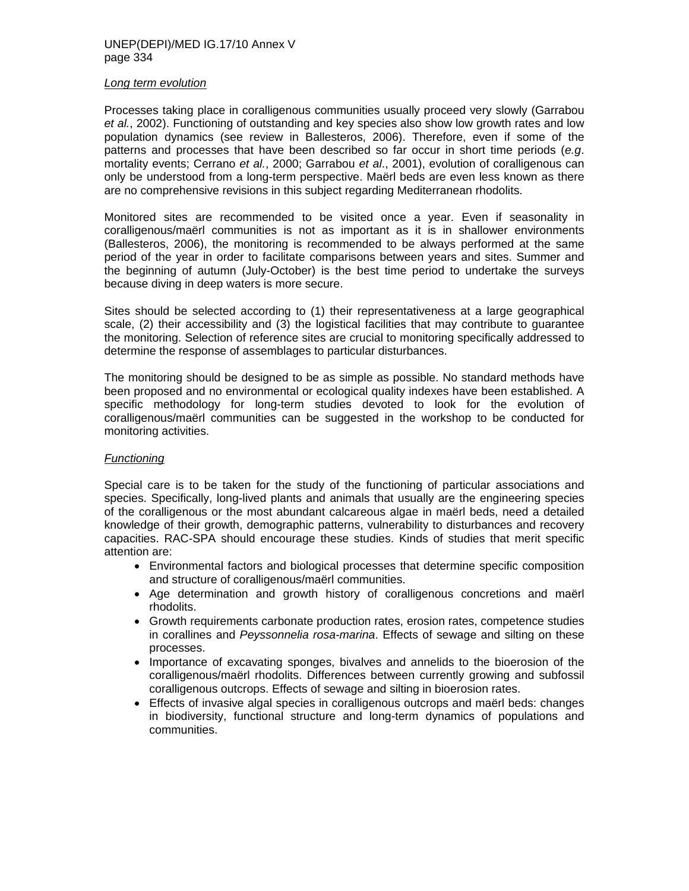*Long term evolution*

Processes taking place in coralligenous communities usually proceed very slowly (Garrabou *et al.*, 2002). Functioning of outstanding and key species also show low growth rates and low population dynamics (see review in Ballesteros, 2006). Therefore, even if some of the patterns and processes that have been described so far occur in short time periods (*e.g*. mortality events; Cerrano *et al.*, 2000; Garrabou *et al*., 2001), evolution of coralligenous can only be understood from a long-term perspective. Maërl beds are even less known as there are no comprehensive revisions in this subject regarding Mediterranean rhodolits.

Monitored sites are recommended to be visited once a year. Even if seasonality in coralligenous/maërl communities is not as important as it is in shallower environments (Ballesteros, 2006), the monitoring is recommended to be always performed at the same period of the year in order to facilitate comparisons between years and sites. Summer and the beginning of autumn (July-October) is the best time period to undertake the surveys because diving in deep waters is more secure.

Sites should be selected according to (1) their representativeness at a large geographical scale, (2) their accessibility and (3) the logistical facilities that may contribute to guarantee the monitoring. Selection of reference sites are crucial to monitoring specifically addressed to determine the response of assemblages to particular disturbances.

The monitoring should be designed to be as simple as possible. No standard methods have been proposed and no environmental or ecological quality indexes have been established. A specific methodology for long-term studies devoted to look for the evolution of coralligenous/maërl communities can be suggested in the workshop to be conducted for monitoring activities.

*Functioning*

Special care is to be taken for the study of the functioning of particular associations and species. Specifically, long-lived plants and animals that usually are the engineering species of the coralligenous or the most abundant calcareous algae in maërl beds, need a detailed knowledge of their growth, demographic patterns, vulnerability to disturbances and recovery capacities. RAC-SPA should encourage these studies. Kinds of studies that merit specific attention are:

- Environmental factors and biological processes that determine specific composition and structure of coralligenous/maërl communities.
- Age determination and growth history of coralligenous concretions and maërl rhodolits.
- Growth requirements carbonate production rates, erosion rates, competence studies in corallines and *Peyssonnelia rosa-marina*. Effects of sewage and silting on these processes.
- Importance of excavating sponges, bivalves and annelids to the bioerosion of the coralligenous/maërl rhodolits. Differences between currently growing and subfossil coralligenous outcrops. Effects of sewage and silting in bioerosion rates.
- Effects of invasive algal species in coralligenous outcrops and maërl beds: changes in biodiversity, functional structure and long-term dynamics of populations and communities.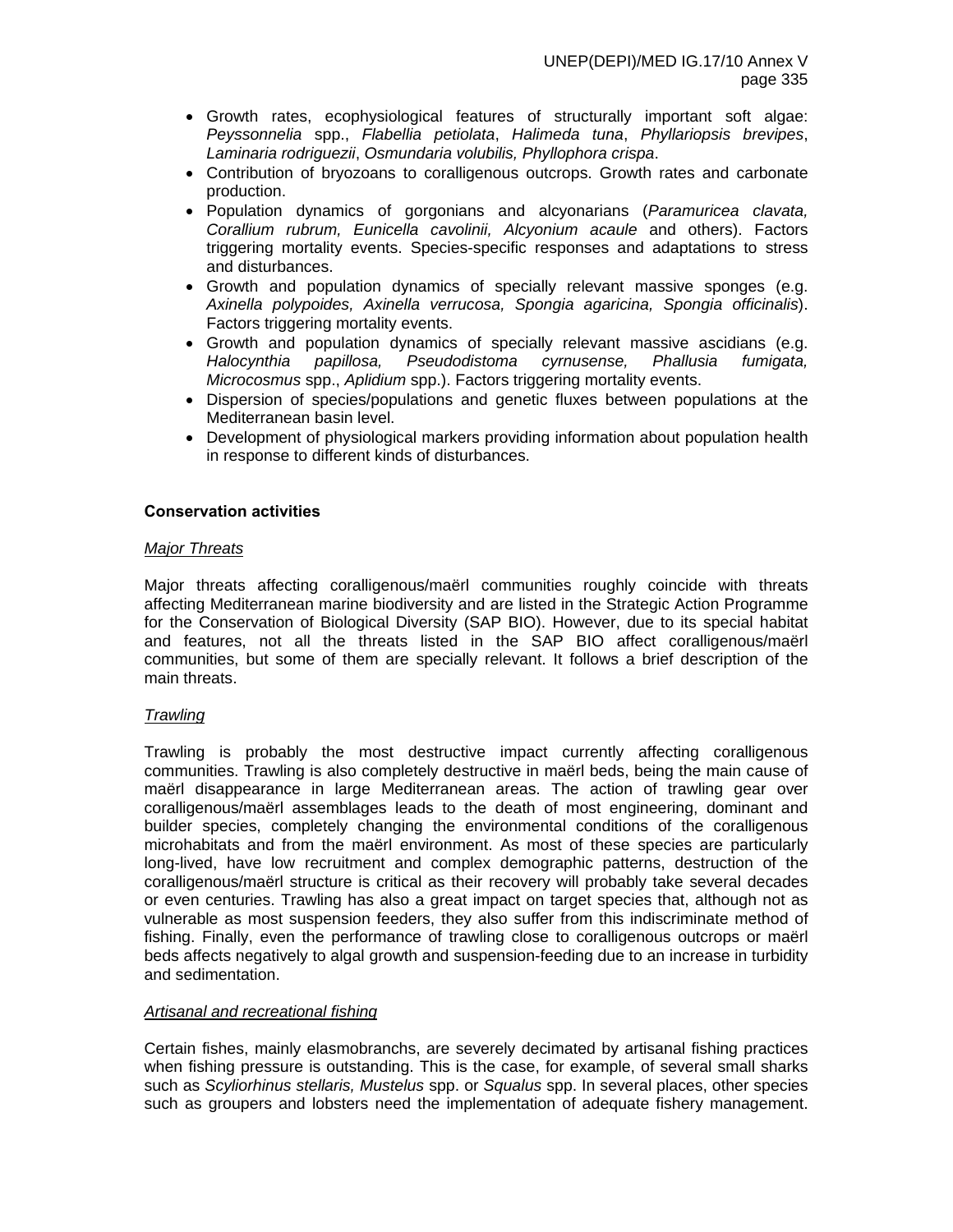- Growth rates, ecophysiological features of structurally important soft algae: *Peyssonnelia* spp., *Flabellia petiolata*, *Halimeda tuna*, *Phyllariopsis brevipes*, *Laminaria rodriguezii*, *Osmundaria volubilis, Phyllophora crispa*.
- Contribution of bryozoans to coralligenous outcrops. Growth rates and carbonate production.
- Population dynamics of gorgonians and alcyonarians (*Paramuricea clavata, Corallium rubrum, Eunicella cavolinii, Alcyonium acaule* and others). Factors triggering mortality events. Species-specific responses and adaptations to stress and disturbances.
- Growth and population dynamics of specially relevant massive sponges (e.g. *Axinella polypoides, Axinella verrucosa, Spongia agaricina, Spongia officinalis*). Factors triggering mortality events.
- Growth and population dynamics of specially relevant massive ascidians (e.g. *Halocynthia papillosa, Pseudodistoma cyrnusense, Phallusia fumigata, Microcosmus* spp., *Aplidium* spp.). Factors triggering mortality events.
- Dispersion of species/populations and genetic fluxes between populations at the Mediterranean basin level.
- Development of physiological markers providing information about population health in response to different kinds of disturbances.

**Conservation activities**

*Major Threats*

Major threats affecting coralligenous/maërl communities roughly coincide with threats affecting Mediterranean marine biodiversity and are listed in the Strategic Action Programme for the Conservation of Biological Diversity (SAP BIO). However, due to its special habitat and features, not all the threats listed in the SAP BIO affect coralligenous/maërl communities, but some of them are specially relevant. It follows a brief description of the main threats.

*Trawling*

Trawling is probably the most destructive impact currently affecting coralligenous communities. Trawling is also completely destructive in maërl beds, being the main cause of maërl disappearance in large Mediterranean areas. The action of trawling gear over coralligenous/maërl assemblages leads to the death of most engineering, dominant and builder species, completely changing the environmental conditions of the coralligenous microhabitats and from the maërl environment. As most of these species are particularly long-lived, have low recruitment and complex demographic patterns, destruction of the coralligenous/maërl structure is critical as their recovery will probably take several decades or even centuries. Trawling has also a great impact on target species that, although not as vulnerable as most suspension feeders, they also suffer from this indiscriminate method of fishing. Finally, even the performance of trawling close to coralligenous outcrops or maërl beds affects negatively to algal growth and suspension-feeding due to an increase in turbidity and sedimentation.

*Artisanal and recreational fishing*

Certain fishes, mainly elasmobranchs, are severely decimated by artisanal fishing practices when fishing pressure is outstanding. This is the case, for example, of several small sharks such as *Scyliorhinus stellaris, Mustelus* spp. or *Squalus* spp. In several places, other species such as groupers and lobsters need the implementation of adequate fishery management.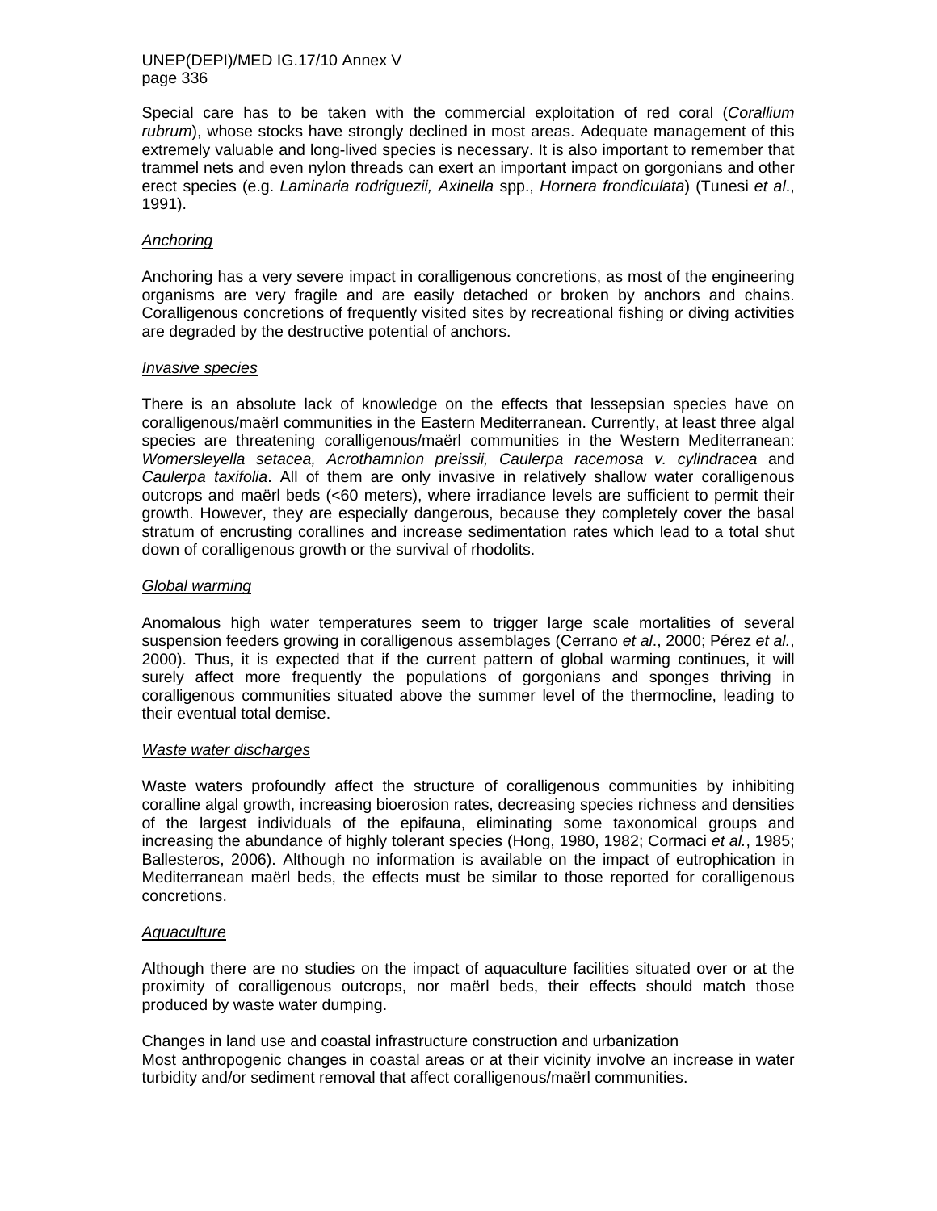Special care has to be taken with the commercial exploitation of red coral (*Corallium rubrum*), whose stocks have strongly declined in most areas. Adequate management of this extremely valuable and long-lived species is necessary. It is also important to remember that trammel nets and even nylon threads can exert an important impact on gorgonians and other erect species (e.g. *Laminaria rodriguezii, Axinella* spp., *Hornera frondiculata*) (Tunesi *et al*., 1991).

<u>*Anchoring*</u>

Anchoring has a very severe impact in coralligenous concretions, as most of the engineering organisms are very fragile and are easily detached or broken by anchors and chains. Coralligenous concretions of frequently visited sites by recreational fishing or diving activities are degraded by the destructive potential of anchors.

<u>*Invasive species*</u>

There is an absolute lack of knowledge on the effects that lessepsian species have on coralligenous/maërl communities in the Eastern Mediterranean. Currently, at least three algal species are threatening coralligenous/maërl communities in the Western Mediterranean: *Womersleyella setacea, Acrothamnion preissii, Caulerpa racemosa v. cylindracea* and *Caulerpa taxifolia*. All of them are only invasive in relatively shallow water coralligenous outcrops and maërl beds (<60 meters), where irradiance levels are sufficient to permit their growth. However, they are especially dangerous, because they completely cover the basal stratum of encrusting corallines and increase sedimentation rates which lead to a total shut down of coralligenous growth or the survival of rhodolits.

<u>*Global warming*</u>

Anomalous high water temperatures seem to trigger large scale mortalities of several suspension feeders growing in coralligenous assemblages (Cerrano *et al*., 2000; Pérez *et al.*, 2000). Thus, it is expected that if the current pattern of global warming continues, it will surely affect more frequently the populations of gorgonians and sponges thriving in coralligenous communities situated above the summer level of the thermocline, leading to their eventual total demise.

<u>*Waste water discharges*</u>

Waste waters profoundly affect the structure of coralligenous communities by inhibiting coralline algal growth, increasing bioerosion rates, decreasing species richness and densities of the largest individuals of the epifauna, eliminating some taxonomical groups and increasing the abundance of highly tolerant species (Hong, 1980, 1982; Cormaci *et al.*, 1985; Ballesteros, 2006). Although no information is available on the impact of eutrophication in Mediterranean maërl beds, the effects must be similar to those reported for coralligenous concretions.

<u>*Aquaculture*</u>

Although there are no studies on the impact of aquaculture facilities situated over or at the proximity of coralligenous outcrops, nor maërl beds, their effects should match those produced by waste water dumping.

Changes in land use and coastal infrastructure construction and urbanization
Most anthropogenic changes in coastal areas or at their vicinity involve an increase in water turbidity and/or sediment removal that affect coralligenous/maërl communities.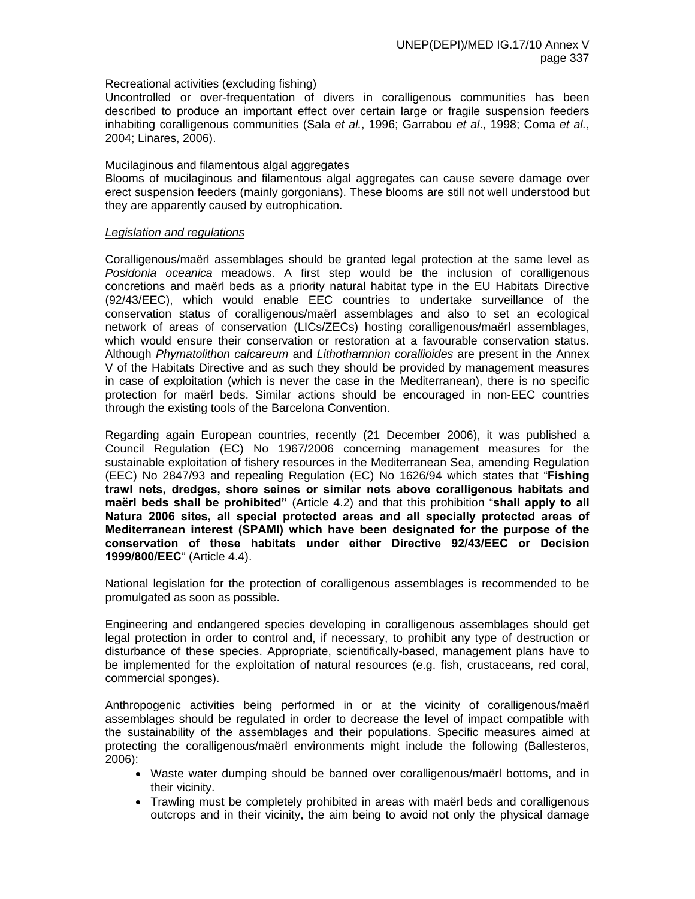Recreational activities (excluding fishing)

Uncontrolled or over-frequentation of divers in coralligenous communities has been described to produce an important effect over certain large or fragile suspension feeders inhabiting coralligenous communities (Sala *et al.*, 1996; Garrabou *et al*., 1998; Coma *et al.*, 2004; Linares, 2006).

Mucilaginous and filamentous algal aggregates

Blooms of mucilaginous and filamentous algal aggregates can cause severe damage over erect suspension feeders (mainly gorgonians). These blooms are still not well understood but they are apparently caused by eutrophication.

*Legislation and regulations*

Coralligenous/maërl assemblages should be granted legal protection at the same level as *Posidonia oceanica* meadows. A first step would be the inclusion of coralligenous concretions and maërl beds as a priority natural habitat type in the EU Habitats Directive (92/43/EEC), which would enable EEC countries to undertake surveillance of the conservation status of coralligenous/maërl assemblages and also to set an ecological network of areas of conservation (LICs/ZECs) hosting coralligenous/maërl assemblages, which would ensure their conservation or restoration at a favourable conservation status. Although *Phymatolithon calcareum* and *Lithothamnion corallioides* are present in the Annex V of the Habitats Directive and as such they should be provided by management measures in case of exploitation (which is never the case in the Mediterranean), there is no specific protection for maërl beds. Similar actions should be encouraged in non-EEC countries through the existing tools of the Barcelona Convention.

Regarding again European countries, recently (21 December 2006), it was published a Council Regulation (EC) No 1967/2006 concerning management measures for the sustainable exploitation of fishery resources in the Mediterranean Sea, amending Regulation (EEC) No 2847/93 and repealing Regulation (EC) No 1626/94 which states that "**Fishing trawl nets, dredges, shore seines or similar nets above coralligenous habitats and maërl beds shall be prohibited"** (Article 4.2) and that this prohibition "**shall apply to all Natura 2006 sites, all special protected areas and all specially protected areas of Mediterranean interest (SPAMI) which have been designated for the purpose of the conservation of these habitats under either Directive 92/43/EEC or Decision 1999/800/EEC**" (Article 4.4).

National legislation for the protection of coralligenous assemblages is recommended to be promulgated as soon as possible.

Engineering and endangered species developing in coralligenous assemblages should get legal protection in order to control and, if necessary, to prohibit any type of destruction or disturbance of these species. Appropriate, scientifically-based, management plans have to be implemented for the exploitation of natural resources (e.g. fish, crustaceans, red coral, commercial sponges).

Anthropogenic activities being performed in or at the vicinity of coralligenous/maërl assemblages should be regulated in order to decrease the level of impact compatible with the sustainability of the assemblages and their populations. Specific measures aimed at protecting the coralligenous/maërl environments might include the following (Ballesteros, 2006):

- Waste water dumping should be banned over coralligenous/maërl bottoms, and in their vicinity.
- Trawling must be completely prohibited in areas with maërl beds and coralligenous outcrops and in their vicinity, the aim being to avoid not only the physical damage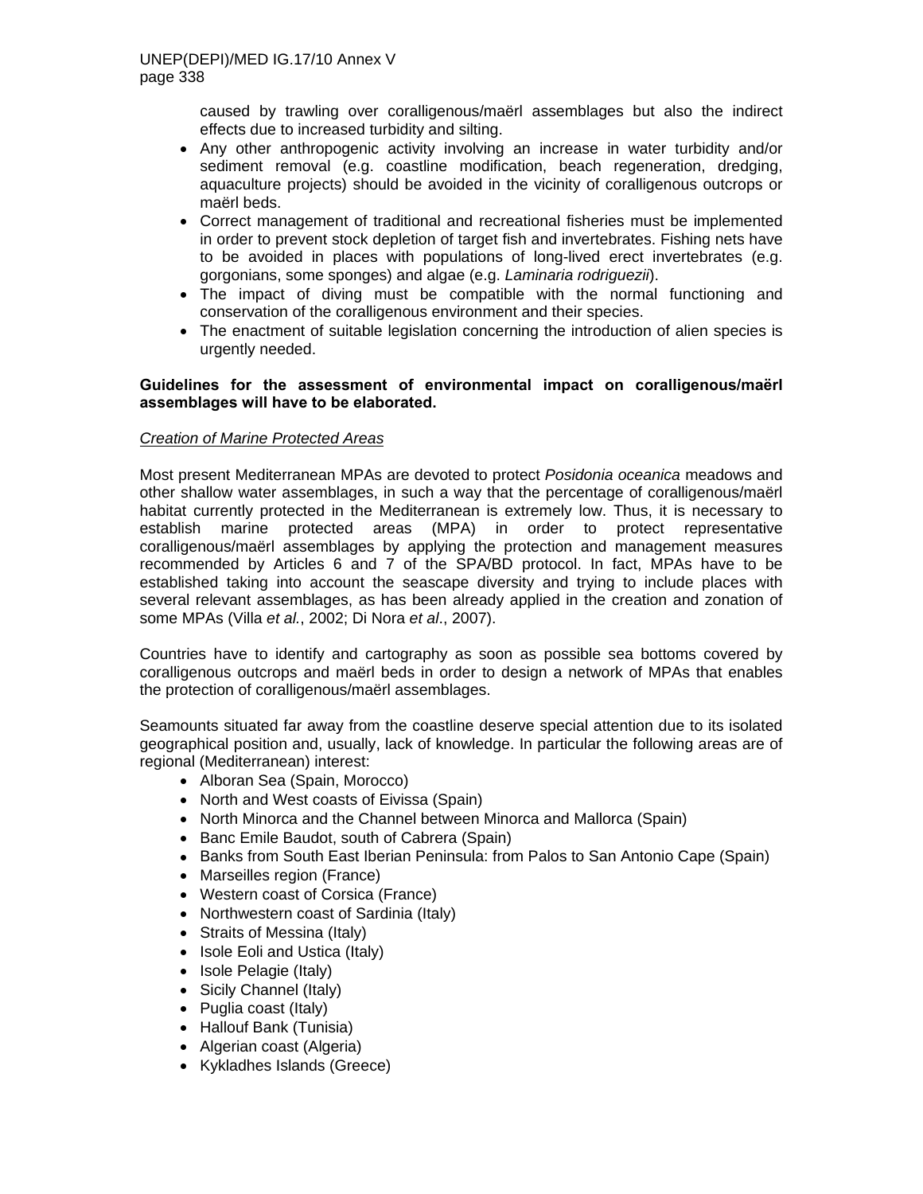caused by trawling over coralligenous/maërl assemblages but also the indirect effects due to increased turbidity and silting.

- Any other anthropogenic activity involving an increase in water turbidity and/or sediment removal (e.g. coastline modification, beach regeneration, dredging, aquaculture projects) should be avoided in the vicinity of coralligenous outcrops or maërl beds.
- Correct management of traditional and recreational fisheries must be implemented in order to prevent stock depletion of target fish and invertebrates. Fishing nets have to be avoided in places with populations of long-lived erect invertebrates (e.g. gorgonians, some sponges) and algae (e.g. *Laminaria rodriguezii*).
- The impact of diving must be compatible with the normal functioning and conservation of the coralligenous environment and their species.
- The enactment of suitable legislation concerning the introduction of alien species is urgently needed.

**Guidelines for the assessment of environmental impact on coralligenous/maërl assemblages will have to be elaborated.**

*Creation of Marine Protected Areas*

Most present Mediterranean MPAs are devoted to protect *Posidonia oceanica* meadows and other shallow water assemblages, in such a way that the percentage of coralligenous/maërl habitat currently protected in the Mediterranean is extremely low. Thus, it is necessary to establish marine protected areas (MPA) in order to protect representative coralligenous/maërl assemblages by applying the protection and management measures recommended by Articles 6 and 7 of the SPA/BD protocol. In fact, MPAs have to be established taking into account the seascape diversity and trying to include places with several relevant assemblages, as has been already applied in the creation and zonation of some MPAs (Villa *et al.*, 2002; Di Nora *et al*., 2007).

Countries have to identify and cartography as soon as possible sea bottoms covered by coralligenous outcrops and maërl beds in order to design a network of MPAs that enables the protection of coralligenous/maërl assemblages.

Seamounts situated far away from the coastline deserve special attention due to its isolated geographical position and, usually, lack of knowledge. In particular the following areas are of regional (Mediterranean) interest:

- Alboran Sea (Spain, Morocco)
- North and West coasts of Eivissa (Spain)
- North Minorca and the Channel between Minorca and Mallorca (Spain)
- Banc Emile Baudot, south of Cabrera (Spain)
- Banks from South East Iberian Peninsula: from Palos to San Antonio Cape (Spain)
- Marseilles region (France)
- Western coast of Corsica (France)
- Northwestern coast of Sardinia (Italy)
- Straits of Messina (Italy)
- Isole Eoli and Ustica (Italy)
- Isole Pelagie (Italy)
- Sicily Channel (Italy)
- Puglia coast (Italy)
- Hallouf Bank (Tunisia)
- Algerian coast (Algeria)
- Kykladhes Islands (Greece)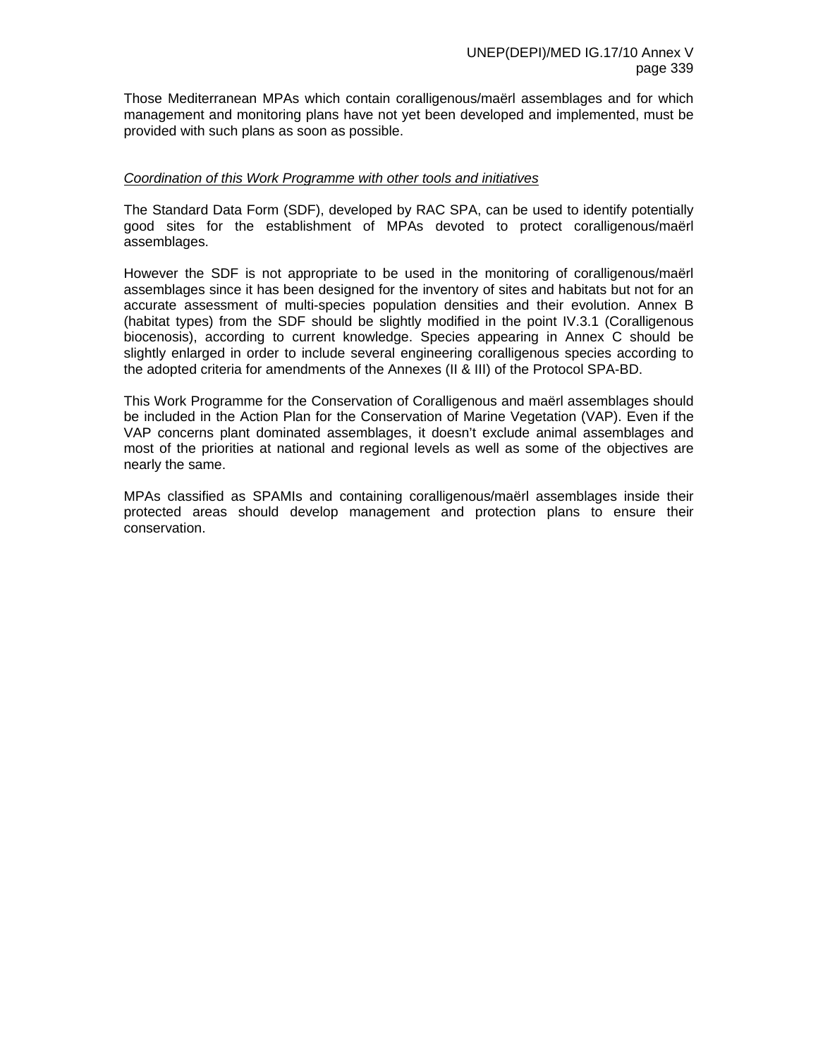Those Mediterranean MPAs which contain coralligenous/maërl assemblages and for which management and monitoring plans have not yet been developed and implemented, must be provided with such plans as soon as possible.

*Coordination of this Work Programme with other tools and initiatives*

The Standard Data Form (SDF), developed by RAC SPA, can be used to identify potentially good sites for the establishment of MPAs devoted to protect coralligenous/maërl assemblages.

However the SDF is not appropriate to be used in the monitoring of coralligenous/maërl assemblages since it has been designed for the inventory of sites and habitats but not for an accurate assessment of multi-species population densities and their evolution. Annex B (habitat types) from the SDF should be slightly modified in the point IV.3.1 (Coralligenous biocenosis), according to current knowledge. Species appearing in Annex C should be slightly enlarged in order to include several engineering coralligenous species according to the adopted criteria for amendments of the Annexes (II & III) of the Protocol SPA-BD.

This Work Programme for the Conservation of Coralligenous and maërl assemblages should be included in the Action Plan for the Conservation of Marine Vegetation (VAP). Even if the VAP concerns plant dominated assemblages, it doesn't exclude animal assemblages and most of the priorities at national and regional levels as well as some of the objectives are nearly the same.

MPAs classified as SPAMIs and containing coralligenous/maërl assemblages inside their protected areas should develop management and protection plans to ensure their conservation.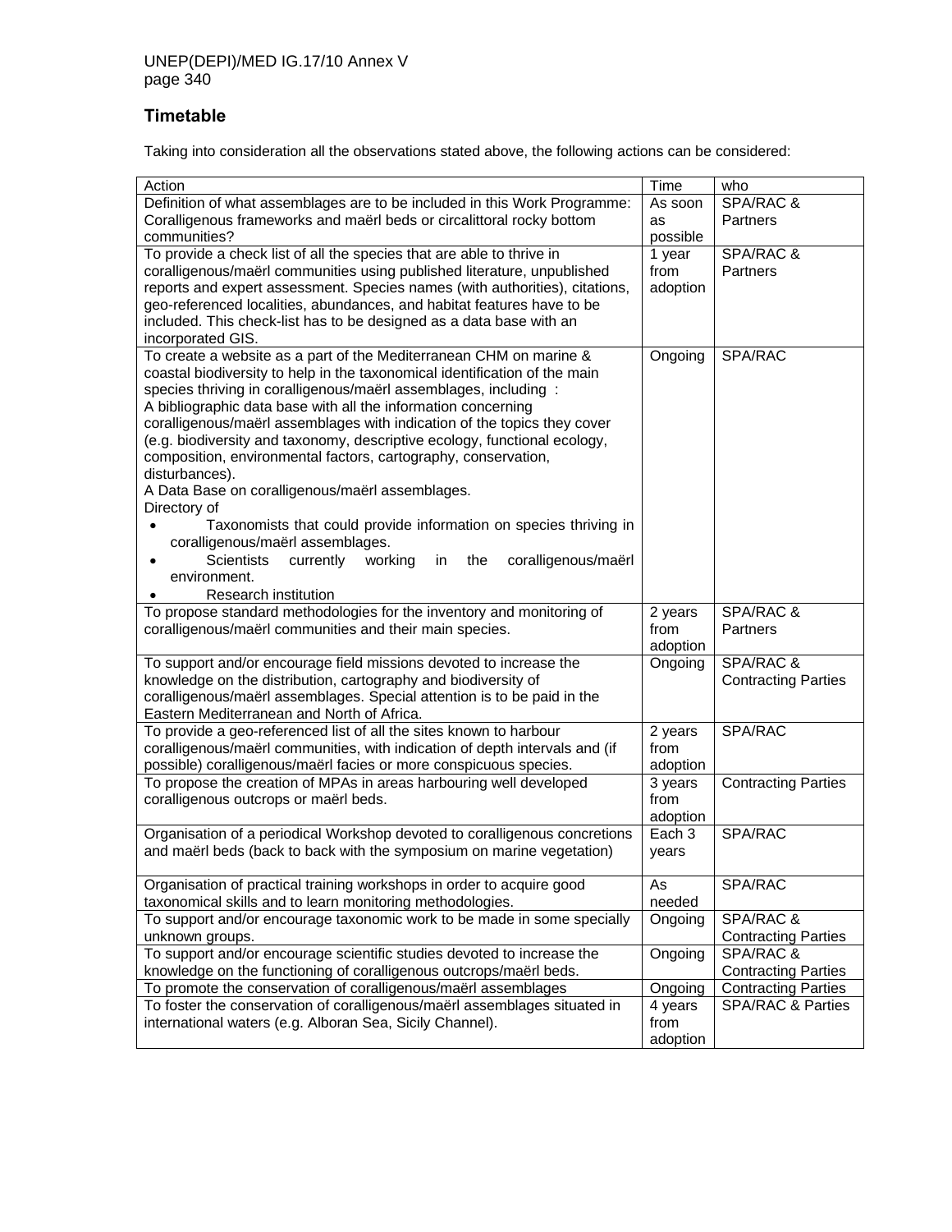## Timetable

Taking into consideration all the observations stated above, the following actions can be considered:

| Action | Time | who |
|---|---|---|
| Definition of what assemblages are to be included in this Work Programme: Coralligenous frameworks and maërl beds or circalittoral rocky bottom communities? | As soon as possible | SPA/RAC & Partners |
| To provide a check list of all the species that are able to thrive in coralligenous/maërl communities using published literature, unpublished reports and expert assessment. Species names (with authorities), citations, geo-referenced localities, abundances, and habitat features have to be included. This check-list has to be designed as a data base with an incorporated GIS. | 1 year from adoption | SPA/RAC & Partners |
| To create a website as a part of the Mediterranean CHM on marine & coastal biodiversity to help in the taxonomical identification of the main species thriving in coralligenous/maërl assemblages, including : A bibliographic data base with all the information concerning coralligenous/maërl assemblages with indication of the topics they cover (e.g. biodiversity and taxonomy, descriptive ecology, functional ecology, composition, environmental factors, cartography, conservation, disturbances). A Data Base on coralligenous/maërl assemblages. Directory of <br>• Taxonomists that could provide information on species thriving in coralligenous/maërl assemblages. <br>• Scientists currently working in the coralligenous/maërl environment. <br>• Research institution | Ongoing | SPA/RAC |
| To propose standard methodologies for the inventory and monitoring of coralligenous/maërl communities and their main species. | 2 years from adoption | SPA/RAC & Partners |
| To support and/or encourage field missions devoted to increase the knowledge on the distribution, cartography and biodiversity of coralligenous/maërl assemblages. Special attention is to be paid in the Eastern Mediterranean and North of Africa. | Ongoing | SPA/RAC & Contracting Parties |
| To provide a geo-referenced list of all the sites known to harbour coralligenous/maërl communities, with indication of depth intervals and (if possible) coralligenous/maërl facies or more conspicuous species. | 2 years from adoption | SPA/RAC |
| To propose the creation of MPAs in areas harbouring well developed coralligenous outcrops or maërl beds. | 3 years from adoption | Contracting Parties |
| Organisation of a periodical Workshop devoted to coralligenous concretions and maërl beds (back to back with the symposium on marine vegetation) | Each 3 years | SPA/RAC |
| Organisation of practical training workshops in order to acquire good taxonomical skills and to learn monitoring methodologies. | As needed | SPA/RAC |
| To support and/or encourage taxonomic work to be made in some specially unknown groups. | Ongoing | SPA/RAC & Contracting Parties |
| To support and/or encourage scientific studies devoted to increase the knowledge on the functioning of coralligenous outcrops/maërl beds. | Ongoing | SPA/RAC & Contracting Parties |
| To promote the conservation of coralligenous/maërl assemblages | Ongoing | Contracting Parties |
| To foster the conservation of coralligenous/maërl assemblages situated in international waters (e.g. Alboran Sea, Sicily Channel). | 4 years from adoption | SPA/RAC & Parties |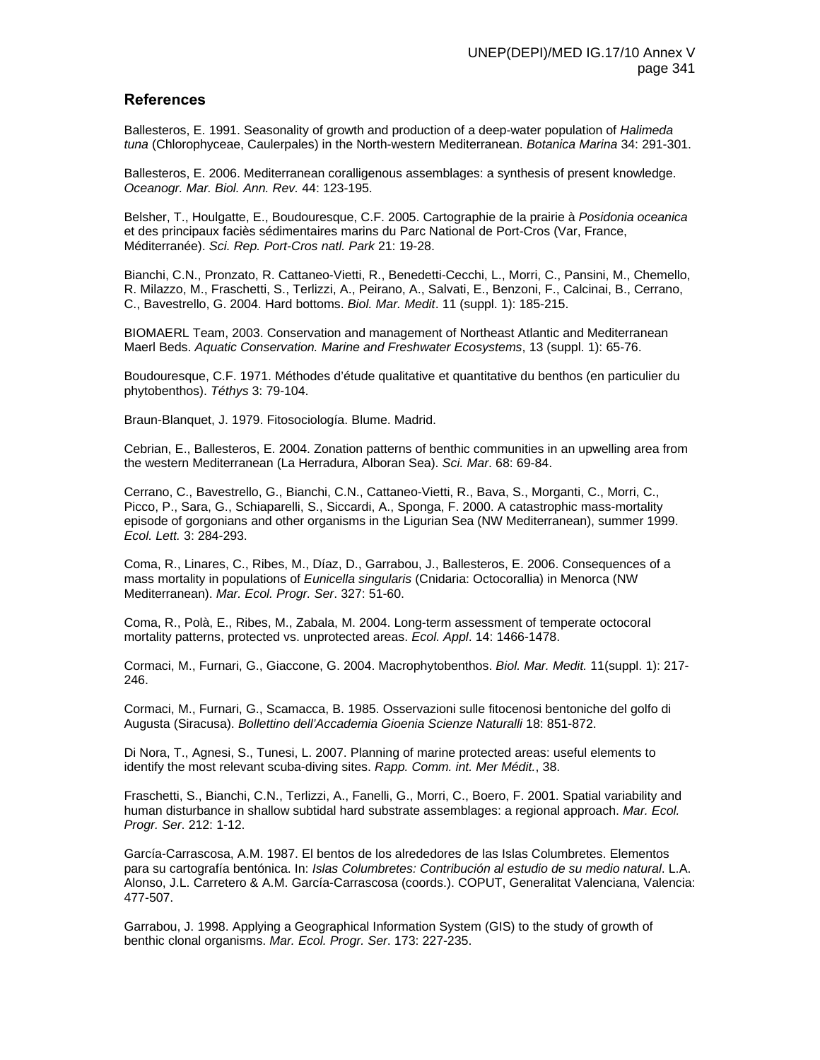## References

Ballesteros, E. 1991. Seasonality of growth and production of a deep-water population of *Halimeda tuna* (Chlorophyceae, Caulerpales) in the North-western Mediterranean. *Botanica Marina* 34: 291-301.

Ballesteros, E. 2006. Mediterranean coralligenous assemblages: a synthesis of present knowledge. *Oceanogr. Mar. Biol. Ann. Rev.* 44: 123-195.

Belsher, T., Houlgatte, E., Boudouresque, C.F. 2005. Cartographie de la prairie à *Posidonia oceanica* et des principaux faciès sédimentaires marins du Parc National de Port-Cros (Var, France, Méditerranée). *Sci. Rep. Port-Cros natl. Park* 21: 19-28.

Bianchi, C.N., Pronzato, R. Cattaneo-Vietti, R., Benedetti-Cecchi, L., Morri, C., Pansini, M., Chemello, R. Milazzo, M., Fraschetti, S., Terlizzi, A., Peirano, A., Salvati, E., Benzoni, F., Calcinai, B., Cerrano, C., Bavestrello, G. 2004. Hard bottoms. *Biol. Mar. Medit*. 11 (suppl. 1): 185-215.

BIOMAERL Team, 2003. Conservation and management of Northeast Atlantic and Mediterranean Maerl Beds. *Aquatic Conservation. Marine and Freshwater Ecosystems*, 13 (suppl. 1): 65-76.

Boudouresque, C.F. 1971. Méthodes d'étude qualitative et quantitative du benthos (en particulier du phytobenthos). *Téthys* 3: 79-104.

Braun-Blanquet, J. 1979. Fitosociología. Blume. Madrid.

Cebrian, E., Ballesteros, E. 2004. Zonation patterns of benthic communities in an upwelling area from the western Mediterranean (La Herradura, Alboran Sea). *Sci. Mar*. 68: 69-84.

Cerrano, C., Bavestrello, G., Bianchi, C.N., Cattaneo-Vietti, R., Bava, S., Morganti, C., Morri, C., Picco, P., Sara, G., Schiaparelli, S., Siccardi, A., Sponga, F. 2000. A catastrophic mass-mortality episode of gorgonians and other organisms in the Ligurian Sea (NW Mediterranean), summer 1999. *Ecol. Lett.* 3: 284-293.

Coma, R., Linares, C., Ribes, M., Díaz, D., Garrabou, J., Ballesteros, E. 2006. Consequences of a mass mortality in populations of *Eunicella singularis* (Cnidaria: Octocorallia) in Menorca (NW Mediterranean). *Mar. Ecol. Progr. Ser*. 327: 51-60.

Coma, R., Polà, E., Ribes, M., Zabala, M. 2004. Long-term assessment of temperate octocoral mortality patterns, protected vs. unprotected areas. *Ecol. Appl*. 14: 1466-1478.

Cormaci, M., Furnari, G., Giaccone, G. 2004. Macrophytobenthos. *Biol. Mar. Medit.* 11(suppl. 1): 217-246.

Cormaci, M., Furnari, G., Scamacca, B. 1985. Osservazioni sulle fitocenosi bentoniche del golfo di Augusta (Siracusa). *Bollettino dell'Accademia Gioenia Scienze Naturalli* 18: 851-872.

Di Nora, T., Agnesi, S., Tunesi, L. 2007. Planning of marine protected areas: useful elements to identify the most relevant scuba-diving sites. *Rapp. Comm. int. Mer Médit.*, 38.

Fraschetti, S., Bianchi, C.N., Terlizzi, A., Fanelli, G., Morri, C., Boero, F. 2001. Spatial variability and human disturbance in shallow subtidal hard substrate assemblages: a regional approach. *Mar. Ecol. Progr. Ser*. 212: 1-12.

García-Carrascosa, A.M. 1987. El bentos de los alrededores de las Islas Columbretes. Elementos para su cartografía bentónica. In: *Islas Columbretes: Contribución al estudio de su medio natural*. L.A. Alonso, J.L. Carretero & A.M. García-Carrascosa (coords.). COPUT, Generalitat Valenciana, Valencia: 477-507.

Garrabou, J. 1998. Applying a Geographical Information System (GIS) to the study of growth of benthic clonal organisms. *Mar. Ecol. Progr. Ser*. 173: 227-235.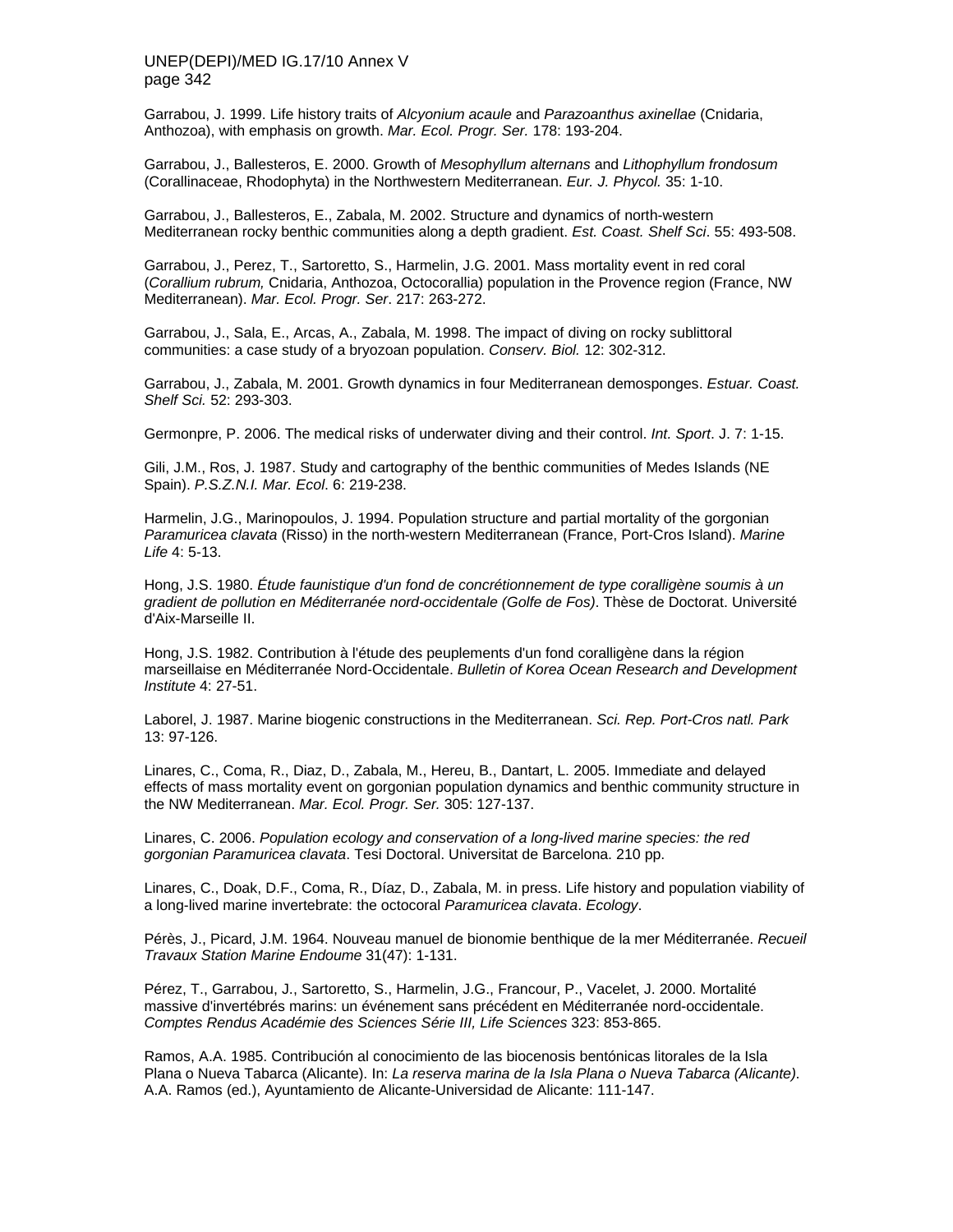Garrabou, J. 1999. Life history traits of *Alcyonium acaule* and *Parazoanthus axinellae* (Cnidaria, Anthozoa), with emphasis on growth. *Mar. Ecol. Progr. Ser.* 178: 193-204.

Garrabou, J., Ballesteros, E. 2000. Growth of *Mesophyllum alternans* and *Lithophyllum frondosum* (Corallinaceae, Rhodophyta) in the Northwestern Mediterranean. *Eur. J. Phycol.* 35: 1-10.

Garrabou, J., Ballesteros, E., Zabala, M. 2002. Structure and dynamics of north-western Mediterranean rocky benthic communities along a depth gradient. *Est. Coast. Shelf Sci*. 55: 493-508.

Garrabou, J., Perez, T., Sartoretto, S., Harmelin, J.G. 2001. Mass mortality event in red coral (*Corallium rubrum,* Cnidaria, Anthozoa, Octocorallia) population in the Provence region (France, NW Mediterranean). *Mar. Ecol. Progr. Ser*. 217: 263-272.

Garrabou, J., Sala, E., Arcas, A., Zabala, M. 1998. The impact of diving on rocky sublittoral communities: a case study of a bryozoan population. *Conserv. Biol.* 12: 302-312.

Garrabou, J., Zabala, M. 2001. Growth dynamics in four Mediterranean demosponges. *Estuar. Coast. Shelf Sci.* 52: 293-303.

Germonpre, P. 2006. The medical risks of underwater diving and their control. *Int. Sport*. J. 7: 1-15.

Gili, J.M., Ros, J. 1987. Study and cartography of the benthic communities of Medes Islands (NE Spain). *P.S.Z.N.I. Mar. Ecol*. 6: 219-238.

Harmelin, J.G., Marinopoulos, J. 1994. Population structure and partial mortality of the gorgonian *Paramuricea clavata* (Risso) in the north-western Mediterranean (France, Port-Cros Island). *Marine Life* 4: 5-13.

Hong, J.S. 1980. *Étude faunistique d'un fond de concrétionnement de type coralligène soumis à un gradient de pollution en Méditerranée nord-occidentale (Golfe de Fos)*. Thèse de Doctorat. Université d'Aix-Marseille II.

Hong, J.S. 1982. Contribution à l'étude des peuplements d'un fond coralligène dans la région marseillaise en Méditerranée Nord-Occidentale. *Bulletin of Korea Ocean Research and Development Institute* 4: 27-51.

Laborel, J. 1987. Marine biogenic constructions in the Mediterranean. *Sci. Rep. Port-Cros natl. Park* 13: 97-126.

Linares, C., Coma, R., Diaz, D., Zabala, M., Hereu, B., Dantart, L. 2005. Immediate and delayed effects of mass mortality event on gorgonian population dynamics and benthic community structure in the NW Mediterranean. *Mar. Ecol. Progr. Ser.* 305: 127-137.

Linares, C. 2006. *Population ecology and conservation of a long-lived marine species: the red gorgonian Paramuricea clavata*. Tesi Doctoral. Universitat de Barcelona. 210 pp.

Linares, C., Doak, D.F., Coma, R., Díaz, D., Zabala, M. in press. Life history and population viability of a long-lived marine invertebrate: the octocoral *Paramuricea clavata*. *Ecology*.

Pérès, J., Picard, J.M. 1964. Nouveau manuel de bionomie benthique de la mer Méditerranée. *Recueil Travaux Station Marine Endoume* 31(47): 1-131.

Pérez, T., Garrabou, J., Sartoretto, S., Harmelin, J.G., Francour, P., Vacelet, J. 2000. Mortalité massive d'invertébrés marins: un événement sans précédent en Méditerranée nord-occidentale. *Comptes Rendus Académie des Sciences Série III, Life Sciences* 323: 853-865.

Ramos, A.A. 1985. Contribución al conocimiento de las biocenosis bentónicas litorales de la Isla Plana o Nueva Tabarca (Alicante). In: *La reserva marina de la Isla Plana o Nueva Tabarca (Alicante)*. A.A. Ramos (ed.), Ayuntamiento de Alicante-Universidad de Alicante: 111-147.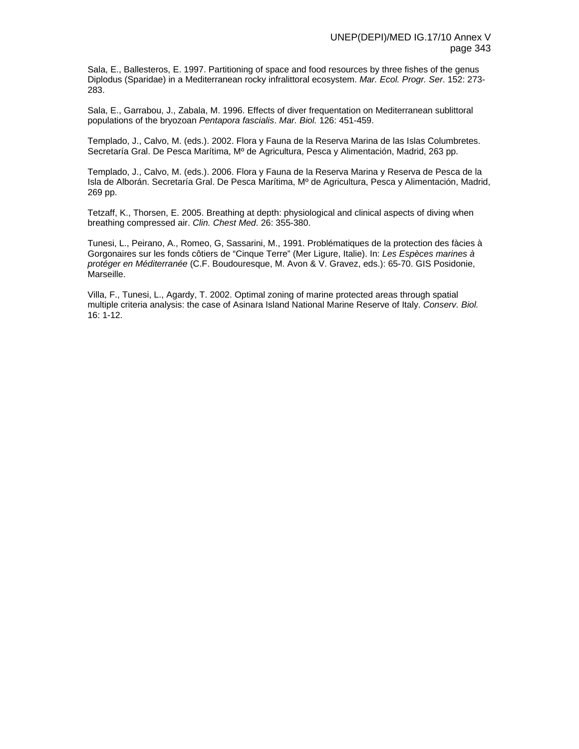Sala, E., Ballesteros, E. 1997. Partitioning of space and food resources by three fishes of the genus Diplodus (Sparidae) in a Mediterranean rocky infralittoral ecosystem. *Mar. Ecol. Progr. Ser*. 152: 273-283.

Sala, E., Garrabou, J., Zabala, M. 1996. Effects of diver frequentation on Mediterranean sublittoral populations of the bryozoan *Pentapora fascialis*. *Mar. Biol.* 126: 451-459.

Templado, J., Calvo, M. (eds.). 2002. Flora y Fauna de la Reserva Marina de las Islas Columbretes. Secretaría Gral. De Pesca Marítima, Mº de Agricultura, Pesca y Alimentación, Madrid, 263 pp.

Templado, J., Calvo, M. (eds.). 2006. Flora y Fauna de la Reserva Marina y Reserva de Pesca de la Isla de Alborán. Secretaría Gral. De Pesca Marítima, Mº de Agricultura, Pesca y Alimentación, Madrid, 269 pp.

Tetzaff, K., Thorsen, E. 2005. Breathing at depth: physiological and clinical aspects of diving when breathing compressed air. *Clin. Chest Med*. 26: 355-380.

Tunesi, L., Peirano, A., Romeo, G, Sassarini, M., 1991. Problématiques de la protection des fàcies à Gorgonaires sur les fonds côtiers de "Cinque Terre" (Mer Ligure, Italie). In: *Les Espèces marines à protéger en Méditerranée* (C.F. Boudouresque, M. Avon & V. Gravez, eds.): 65-70. GIS Posidonie, Marseille.

Villa, F., Tunesi, L., Agardy, T. 2002. Optimal zoning of marine protected areas through spatial multiple criteria analysis: the case of Asinara Island National Marine Reserve of Italy. *Conserv. Biol.* 16: 1-12.